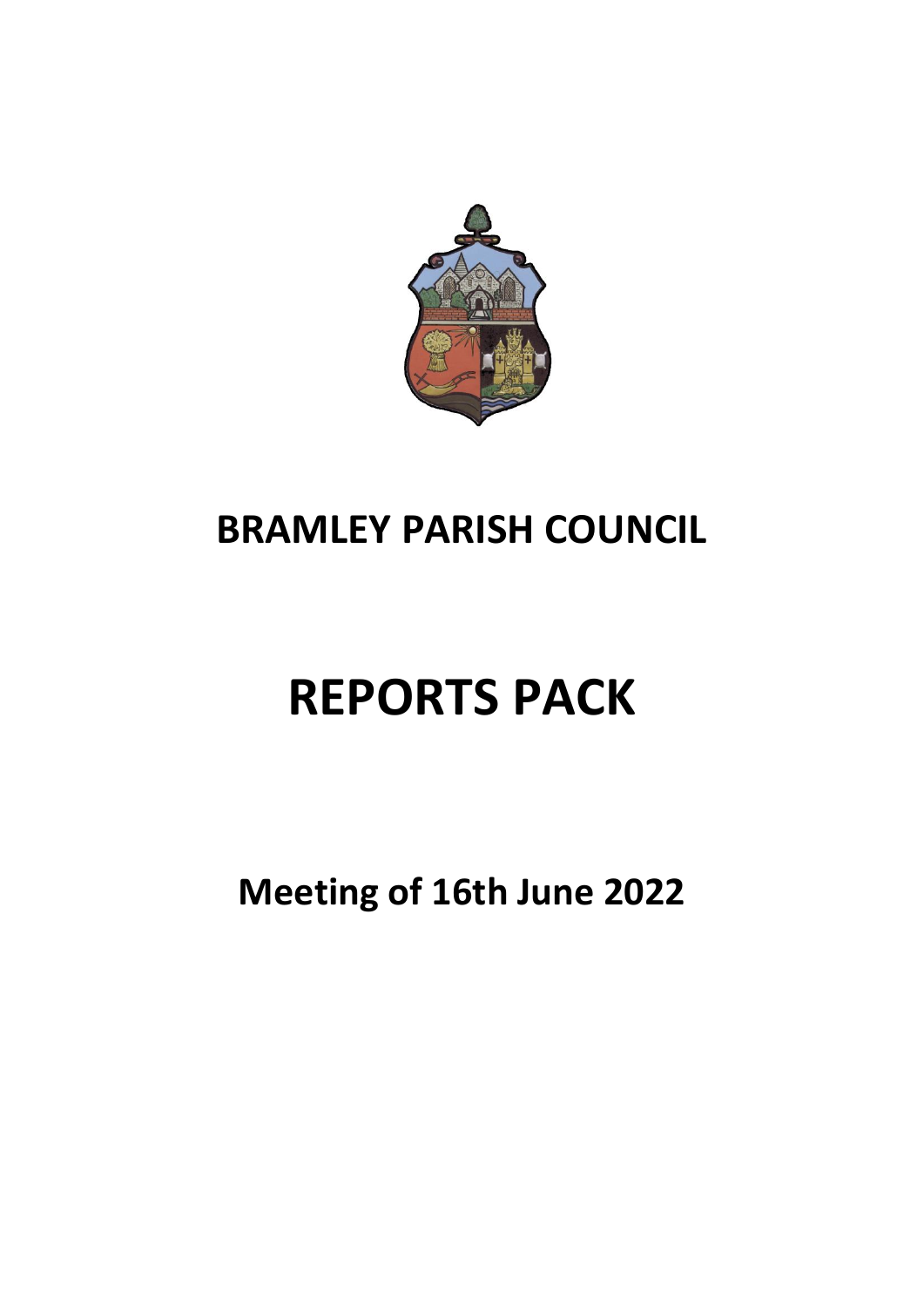# BRAMLEY PARISH COUNCIL

# REPORTS PACK

## Meeting of 16th June 2022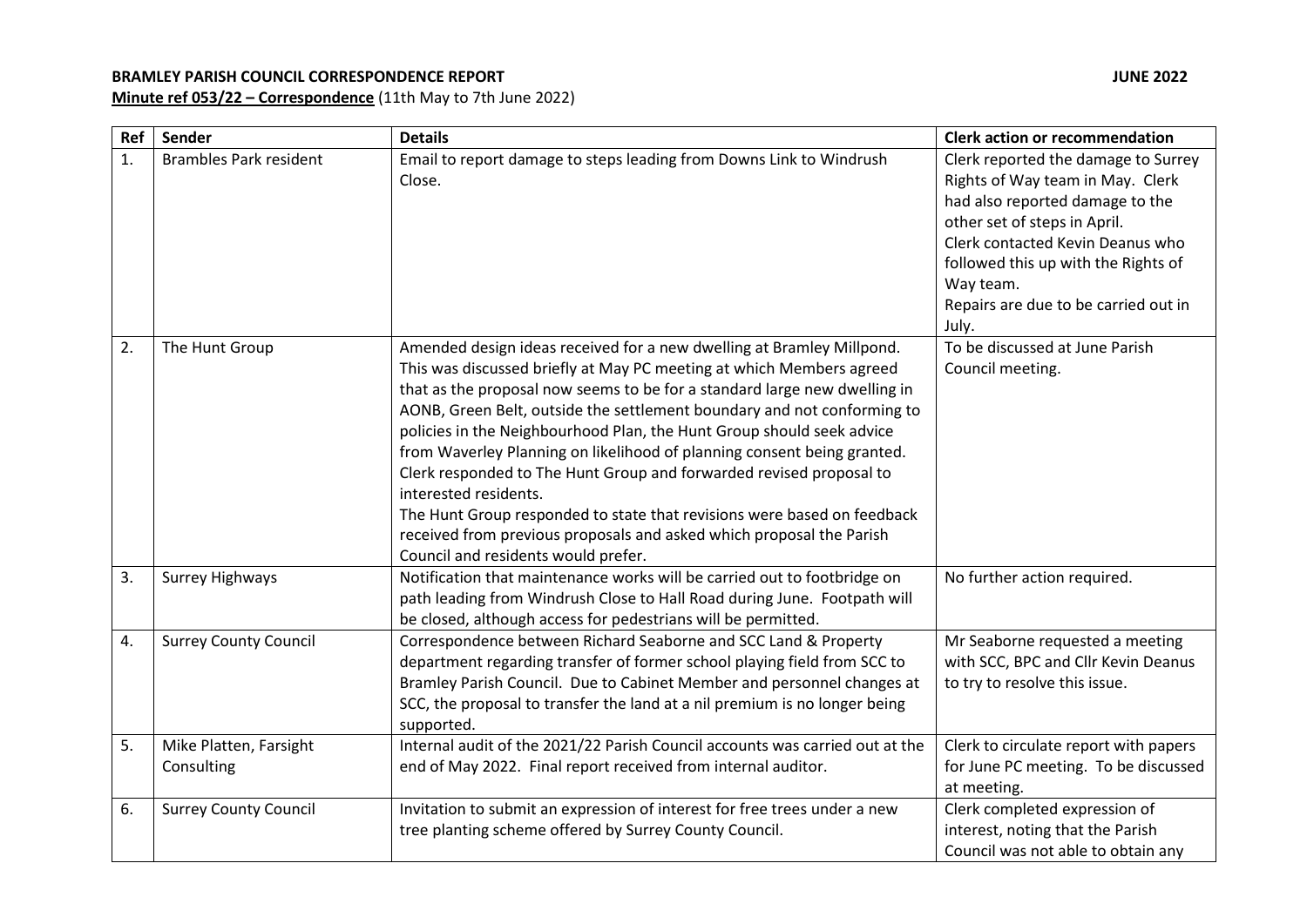**BRAMLEY PARISH COUNCIL CORRESPONDENCE REPORT** **JUNE 2022**

**Minute ref 053/22 – Correspondence** (11th May to 7th June 2022)

| Ref | Sender | Details | Clerk action or recommendation |
|---|---|---|---|
| 1. | Brambles Park resident | Email to report damage to steps leading from Downs Link to Windrush Close. | Clerk reported the damage to Surrey Rights of Way team in May. Clerk had also reported damage to the other set of steps in April.<br>Clerk contacted Kevin Deanus who followed this up with the Rights of Way team.<br>Repairs are due to be carried out in July. |
| 2. | The Hunt Group | Amended design ideas received for a new dwelling at Bramley Millpond. This was discussed briefly at May PC meeting at which Members agreed that as the proposal now seems to be for a standard large new dwelling in AONB, Green Belt, outside the settlement boundary and not conforming to policies in the Neighbourhood Plan, the Hunt Group should seek advice from Waverley Planning on likelihood of planning consent being granted.<br>Clerk responded to The Hunt Group and forwarded revised proposal to interested residents.<br>The Hunt Group responded to state that revisions were based on feedback received from previous proposals and asked which proposal the Parish Council and residents would prefer. | To be discussed at June Parish Council meeting. |
| 3. | Surrey Highways | Notification that maintenance works will be carried out to footbridge on path leading from Windrush Close to Hall Road during June. Footpath will be closed, although access for pedestrians will be permitted. | No further action required. |
| 4. | Surrey County Council | Correspondence between Richard Seaborne and SCC Land & Property department regarding transfer of former school playing field from SCC to Bramley Parish Council. Due to Cabinet Member and personnel changes at SCC, the proposal to transfer the land at a nil premium is no longer being supported. | Mr Seaborne requested a meeting with SCC, BPC and Cllr Kevin Deanus to try to resolve this issue. |
| 5. | Mike Platten, Farsight Consulting | Internal audit of the 2021/22 Parish Council accounts was carried out at the end of May 2022. Final report received from internal auditor. | Clerk to circulate report with papers for June PC meeting. To be discussed at meeting. |
| 6. | Surrey County Council | Invitation to submit an expression of interest for free trees under a new tree planting scheme offered by Surrey County Council. | Clerk completed expression of interest, noting that the Parish Council was not able to obtain any |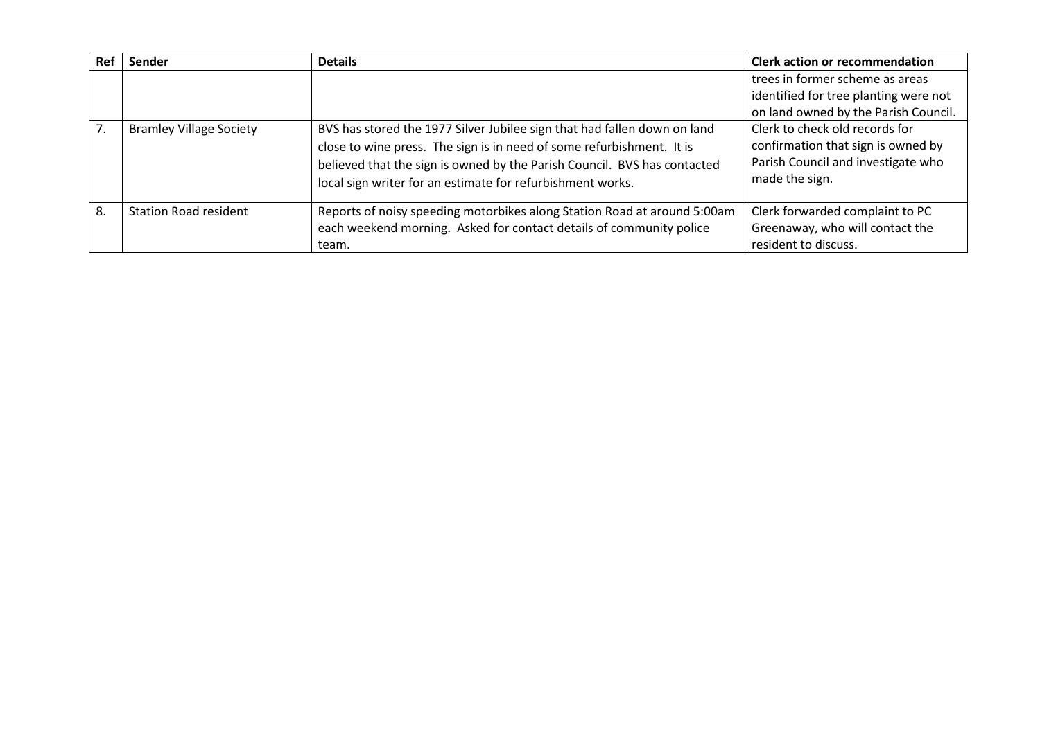| Ref | Sender | Details | Clerk action or recommendation |
|---|---|---|---|
| | | | trees in former scheme as areas identified for tree planting were not on land owned by the Parish Council. |
| 7. | Bramley Village Society | BVS has stored the 1977 Silver Jubilee sign that had fallen down on land close to wine press. The sign is in need of some refurbishment. It is believed that the sign is owned by the Parish Council. BVS has contacted local sign writer for an estimate for refurbishment works. | Clerk to check old records for confirmation that sign is owned by Parish Council and investigate who made the sign. |
| 8. | Station Road resident | Reports of noisy speeding motorbikes along Station Road at around 5:00am each weekend morning. Asked for contact details of community police team. | Clerk forwarded complaint to PC Greenaway, who will contact the resident to discuss. |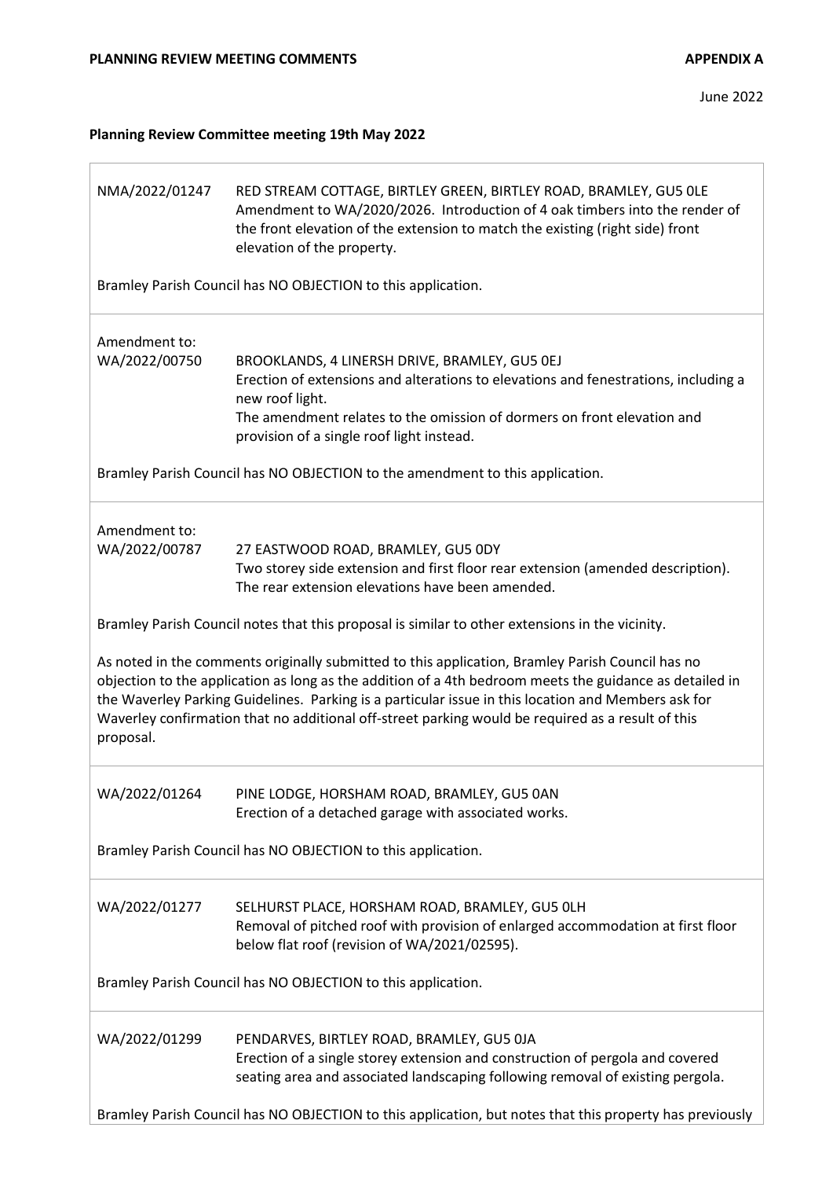**PLANNING REVIEW MEETING COMMENTS** **APPENDIX A**

June 2022

**Planning Review Committee meeting 19th May 2022**

NMA/2022/01247 RED STREAM COTTAGE, BIRTLEY GREEN, BIRTLEY ROAD, BRAMLEY, GU5 0LE
Amendment to WA/2020/2026. Introduction of 4 oak timbers into the render of the front elevation of the extension to match the existing (right side) front elevation of the property.

Bramley Parish Council has NO OBJECTION to this application.

---

Amendment to:
WA/2022/00750 BROOKLANDS, 4 LINERSH DRIVE, BRAMLEY, GU5 0EJ
Erection of extensions and alterations to elevations and fenestrations, including a new roof light.
The amendment relates to the omission of dormers on front elevation and provision of a single roof light instead.

Bramley Parish Council has NO OBJECTION to the amendment to this application.

---

Amendment to:
WA/2022/00787 27 EASTWOOD ROAD, BRAMLEY, GU5 0DY
Two storey side extension and first floor rear extension (amended description).
The rear extension elevations have been amended.

Bramley Parish Council notes that this proposal is similar to other extensions in the vicinity.

As noted in the comments originally submitted to this application, Bramley Parish Council has no objection to the application as long as the addition of a 4th bedroom meets the guidance as detailed in the Waverley Parking Guidelines. Parking is a particular issue in this location and Members ask for Waverley confirmation that no additional off-street parking would be required as a result of this proposal.

---

WA/2022/01264 PINE LODGE, HORSHAM ROAD, BRAMLEY, GU5 0AN
Erection of a detached garage with associated works.

Bramley Parish Council has NO OBJECTION to this application.

---

WA/2022/01277 SELHURST PLACE, HORSHAM ROAD, BRAMLEY, GU5 0LH
Removal of pitched roof with provision of enlarged accommodation at first floor below flat roof (revision of WA/2021/02595).

Bramley Parish Council has NO OBJECTION to this application.

---

WA/2022/01299 PENDARVES, BIRTLEY ROAD, BRAMLEY, GU5 0JA
Erection of a single storey extension and construction of pergola and covered seating area and associated landscaping following removal of existing pergola.

Bramley Parish Council has NO OBJECTION to this application, but notes that this property has previously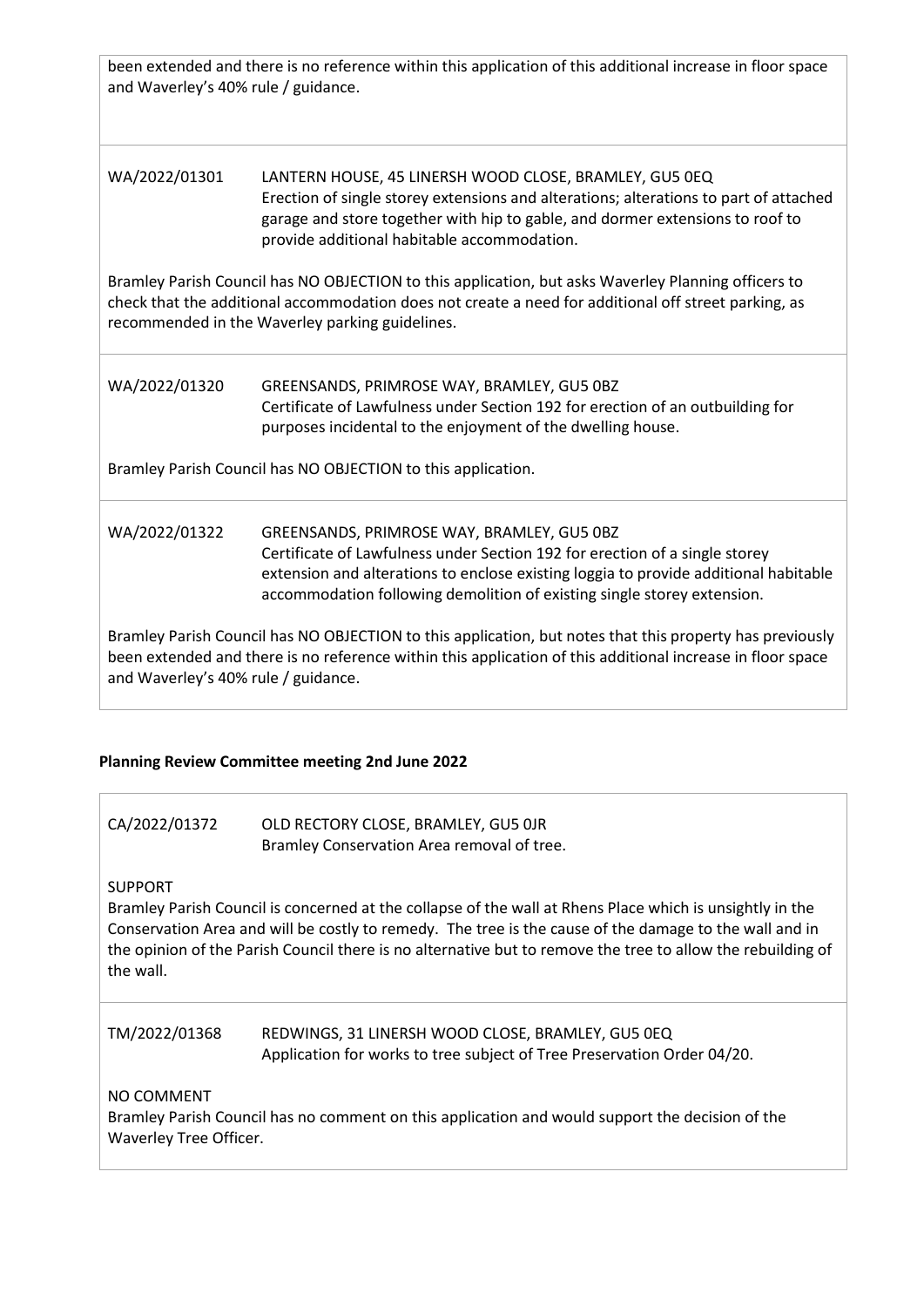been extended and there is no reference within this application of this additional increase in floor space and Waverley's 40% rule / guidance.

| | |
|---|---|
| WA/2022/01301 | LANTERN HOUSE, 45 LINERSH WOOD CLOSE, BRAMLEY, GU5 0EQ<br>Erection of single storey extensions and alterations; alterations to part of attached garage and store together with hip to gable, and dormer extensions to roof to provide additional habitable accommodation. |

Bramley Parish Council has NO OBJECTION to this application, but asks Waverley Planning officers to check that the additional accommodation does not create a need for additional off street parking, as recommended in the Waverley parking guidelines.

| | |
|---|---|
| WA/2022/01320 | GREENSANDS, PRIMROSE WAY, BRAMLEY, GU5 0BZ<br>Certificate of Lawfulness under Section 192 for erection of an outbuilding for purposes incidental to the enjoyment of the dwelling house. |

Bramley Parish Council has NO OBJECTION to this application.

| | |
|---|---|
| WA/2022/01322 | GREENSANDS, PRIMROSE WAY, BRAMLEY, GU5 0BZ<br>Certificate of Lawfulness under Section 192 for erection of a single storey extension and alterations to enclose existing loggia to provide additional habitable accommodation following demolition of existing single storey extension. |

Bramley Parish Council has NO OBJECTION to this application, but notes that this property has previously been extended and there is no reference within this application of this additional increase in floor space and Waverley's 40% rule / guidance.

**Planning Review Committee meeting 2nd June 2022**

| | |
|---|---|
| CA/2022/01372 | OLD RECTORY CLOSE, BRAMLEY, GU5 0JR<br>Bramley Conservation Area removal of tree. |

SUPPORT

Bramley Parish Council is concerned at the collapse of the wall at Rhens Place which is unsightly in the Conservation Area and will be costly to remedy. The tree is the cause of the damage to the wall and in the opinion of the Parish Council there is no alternative but to remove the tree to allow the rebuilding of the wall.

| | |
|---|---|
| TM/2022/01368 | REDWINGS, 31 LINERSH WOOD CLOSE, BRAMLEY, GU5 0EQ<br>Application for works to tree subject of Tree Preservation Order 04/20. |

NO COMMENT

Bramley Parish Council has no comment on this application and would support the decision of the Waverley Tree Officer.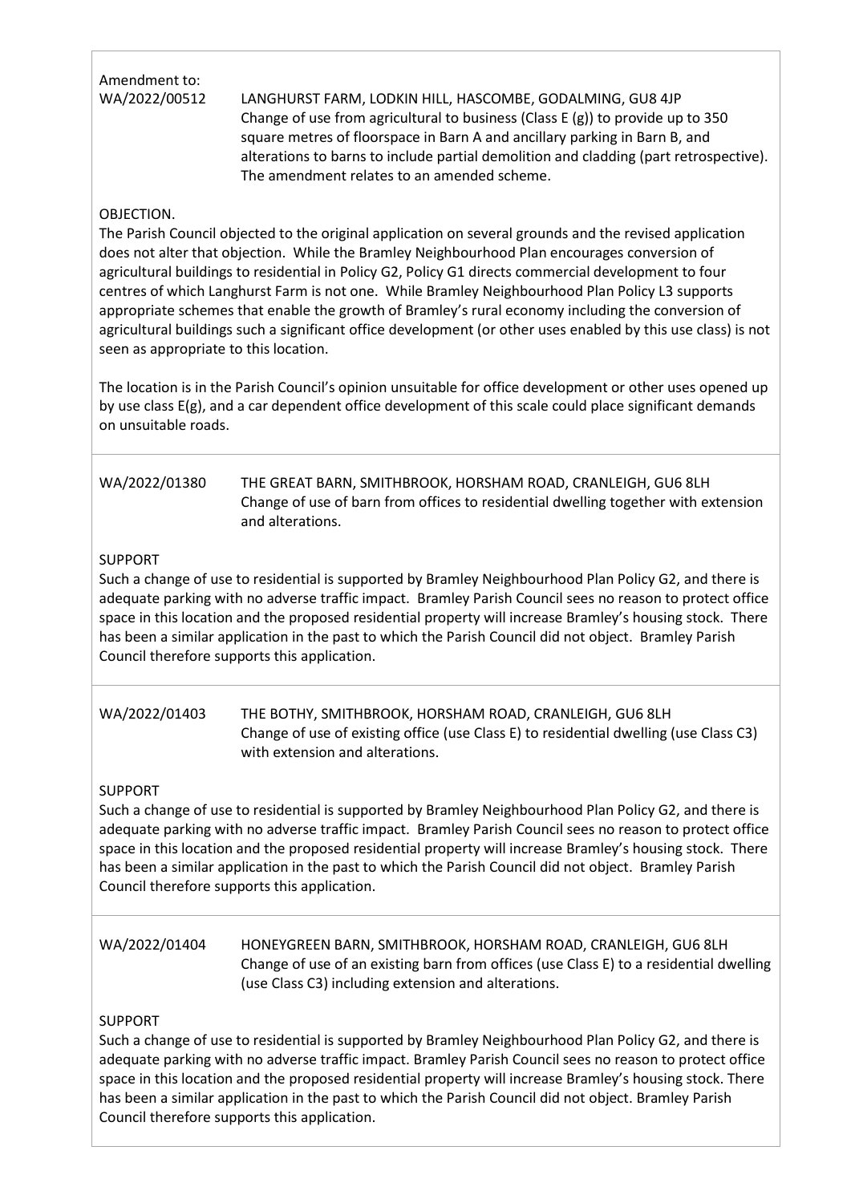Amendment to:

WA/2022/00512 LANGHURST FARM, LODKIN HILL, HASCOMBE, GODALMING, GU8 4JP
Change of use from agricultural to business (Class E (g)) to provide up to 350 square metres of floorspace in Barn A and ancillary parking in Barn B, and alterations to barns to include partial demolition and cladding (part retrospective). The amendment relates to an amended scheme.

OBJECTION.

The Parish Council objected to the original application on several grounds and the revised application does not alter that objection. While the Bramley Neighbourhood Plan encourages conversion of agricultural buildings to residential in Policy G2, Policy G1 directs commercial development to four centres of which Langhurst Farm is not one. While Bramley Neighbourhood Plan Policy L3 supports appropriate schemes that enable the growth of Bramley's rural economy including the conversion of agricultural buildings such a significant office development (or other uses enabled by this use class) is not seen as appropriate to this location.

The location is in the Parish Council's opinion unsuitable for office development or other uses opened up by use class E(g), and a car dependent office development of this scale could place significant demands on unsuitable roads.

---

WA/2022/01380 THE GREAT BARN, SMITHBROOK, HORSHAM ROAD, CRANLEIGH, GU6 8LH
Change of use of barn from offices to residential dwelling together with extension and alterations.

SUPPORT

Such a change of use to residential is supported by Bramley Neighbourhood Plan Policy G2, and there is adequate parking with no adverse traffic impact. Bramley Parish Council sees no reason to protect office space in this location and the proposed residential property will increase Bramley's housing stock. There has been a similar application in the past to which the Parish Council did not object. Bramley Parish Council therefore supports this application.

---

WA/2022/01403 THE BOTHY, SMITHBROOK, HORSHAM ROAD, CRANLEIGH, GU6 8LH
Change of use of existing office (use Class E) to residential dwelling (use Class C3) with extension and alterations.

SUPPORT

Such a change of use to residential is supported by Bramley Neighbourhood Plan Policy G2, and there is adequate parking with no adverse traffic impact. Bramley Parish Council sees no reason to protect office space in this location and the proposed residential property will increase Bramley's housing stock. There has been a similar application in the past to which the Parish Council did not object. Bramley Parish Council therefore supports this application.

---

WA/2022/01404 HONEYGREEN BARN, SMITHBROOK, HORSHAM ROAD, CRANLEIGH, GU6 8LH
Change of use of an existing barn from offices (use Class E) to a residential dwelling (use Class C3) including extension and alterations.

SUPPORT

Such a change of use to residential is supported by Bramley Neighbourhood Plan Policy G2, and there is adequate parking with no adverse traffic impact. Bramley Parish Council sees no reason to protect office space in this location and the proposed residential property will increase Bramley's housing stock. There has been a similar application in the past to which the Parish Council did not object. Bramley Parish Council therefore supports this application.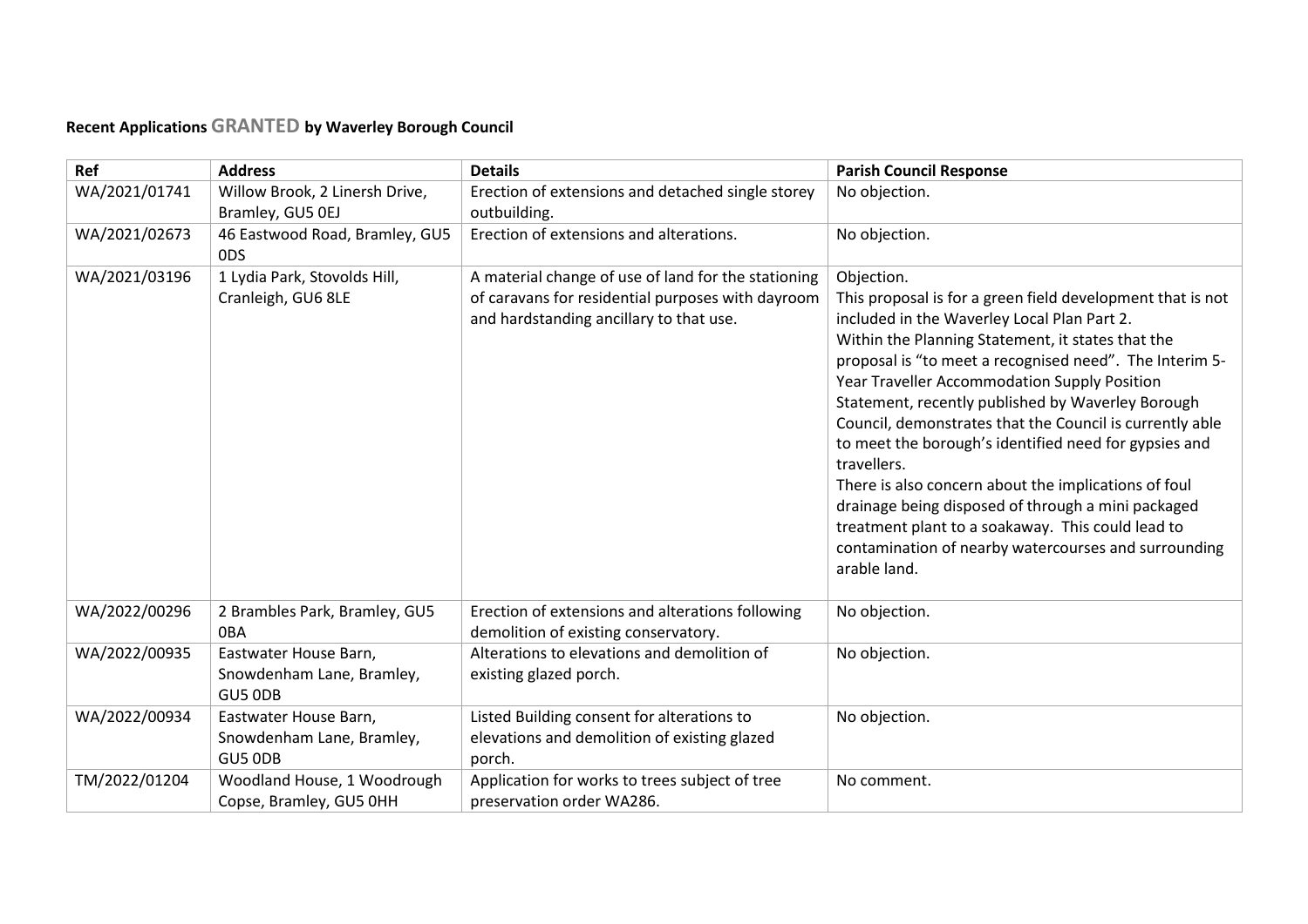**Recent Applications GRANTED by Waverley Borough Council**

| Ref | Address | Details | Parish Council Response |
|---|---|---|---|
| WA/2021/01741 | Willow Brook, 2 Linersh Drive, Bramley, GU5 0EJ | Erection of extensions and detached single storey outbuilding. | No objection. |
| WA/2021/02673 | 46 Eastwood Road, Bramley, GU5 0DS | Erection of extensions and alterations. | No objection. |
| WA/2021/03196 | 1 Lydia Park, Stovolds Hill, Cranleigh, GU6 8LE | A material change of use of land for the stationing of caravans for residential purposes with dayroom and hardstanding ancillary to that use. | Objection.<br>This proposal is for a green field development that is not included in the Waverley Local Plan Part 2.<br>Within the Planning Statement, it states that the proposal is "to meet a recognised need". The Interim 5-Year Traveller Accommodation Supply Position Statement, recently published by Waverley Borough Council, demonstrates that the Council is currently able to meet the borough's identified need for gypsies and travellers.<br>There is also concern about the implications of foul drainage being disposed of through a mini packaged treatment plant to a soakaway. This could lead to contamination of nearby watercourses and surrounding arable land. |
| WA/2022/00296 | 2 Brambles Park, Bramley, GU5 0BA | Erection of extensions and alterations following demolition of existing conservatory. | No objection. |
| WA/2022/00935 | Eastwater House Barn, Snowdenham Lane, Bramley, GU5 0DB | Alterations to elevations and demolition of existing glazed porch. | No objection. |
| WA/2022/00934 | Eastwater House Barn, Snowdenham Lane, Bramley, GU5 0DB | Listed Building consent for alterations to elevations and demolition of existing glazed porch. | No objection. |
| TM/2022/01204 | Woodland House, 1 Woodrough Copse, Bramley, GU5 0HH | Application for works to trees subject of tree preservation order WA286. | No comment. |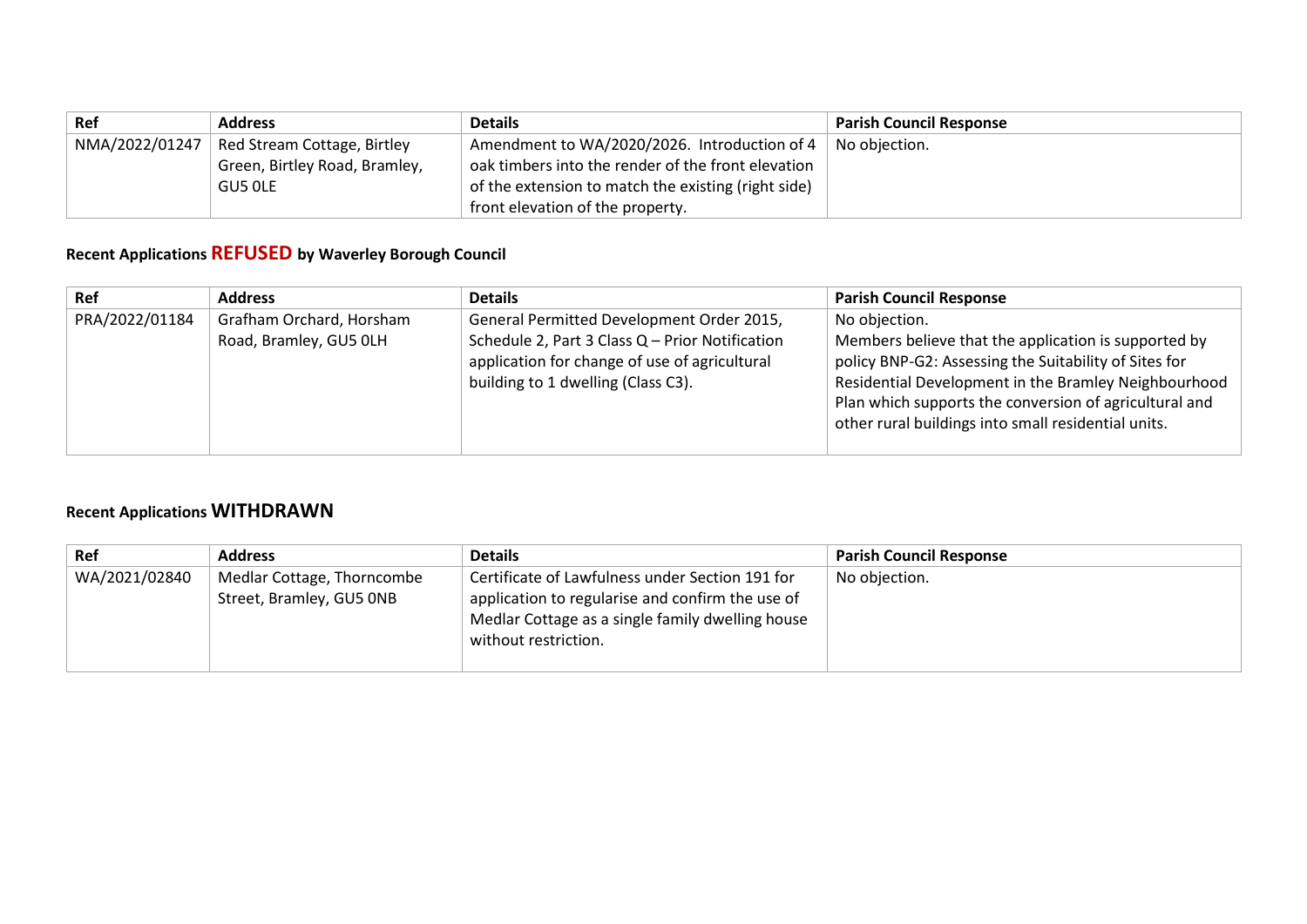| Ref | Address | Details | Parish Council Response |
|---|---|---|---|
| NMA/2022/01247 | Red Stream Cottage, Birtley Green, Birtley Road, Bramley, GU5 0LE | Amendment to WA/2020/2026. Introduction of 4 oak timbers into the render of the front elevation of the extension to match the existing (right side) front elevation of the property. | No objection. |

### Recent Applications **REFUSED** by Waverley Borough Council

| Ref | Address | Details | Parish Council Response |
|---|---|---|---|
| PRA/2022/01184 | Grafham Orchard, Horsham Road, Bramley, GU5 0LH | General Permitted Development Order 2015, Schedule 2, Part 3 Class Q – Prior Notification application for change of use of agricultural building to 1 dwelling (Class C3). | No objection.<br>Members believe that the application is supported by policy BNP-G2: Assessing the Suitability of Sites for Residential Development in the Bramley Neighbourhood Plan which supports the conversion of agricultural and other rural buildings into small residential units. |

### Recent Applications **WITHDRAWN**

| Ref | Address | Details | Parish Council Response |
|---|---|---|---|
| WA/2021/02840 | Medlar Cottage, Thorncombe Street, Bramley, GU5 0NB | Certificate of Lawfulness under Section 191 for application to regularise and confirm the use of Medlar Cottage as a single family dwelling house without restriction. | No objection. |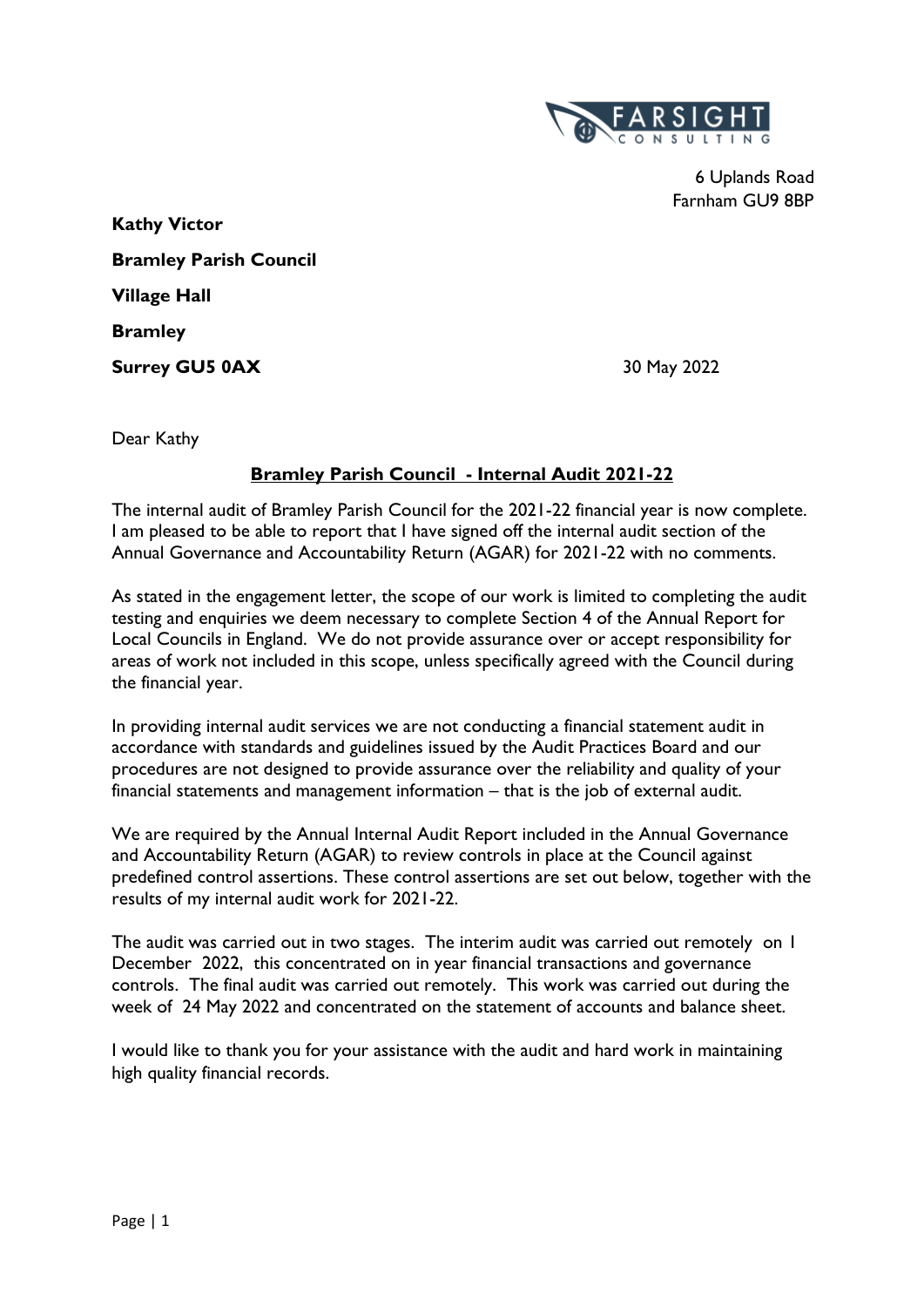6 Uplands Road
Farnham GU9 8BP

**Kathy Victor**

**Bramley Parish Council**

**Village Hall**

**Bramley**

**Surrey GU5 0AX**

30 May 2022

Dear Kathy

**Bramley Parish Council - Internal Audit 2021-22**

The internal audit of Bramley Parish Council for the 2021-22 financial year is now complete. I am pleased to be able to report that I have signed off the internal audit section of the Annual Governance and Accountability Return (AGAR) for 2021-22 with no comments.

As stated in the engagement letter, the scope of our work is limited to completing the audit testing and enquiries we deem necessary to complete Section 4 of the Annual Report for Local Councils in England. We do not provide assurance over or accept responsibility for areas of work not included in this scope, unless specifically agreed with the Council during the financial year.

In providing internal audit services we are not conducting a financial statement audit in accordance with standards and guidelines issued by the Audit Practices Board and our procedures are not designed to provide assurance over the reliability and quality of your financial statements and management information – that is the job of external audit.

We are required by the Annual Internal Audit Report included in the Annual Governance and Accountability Return (AGAR) to review controls in place at the Council against predefined control assertions. These control assertions are set out below, together with the results of my internal audit work for 2021-22.

The audit was carried out in two stages. The interim audit was carried out remotely on 1 December 2022, this concentrated on in year financial transactions and governance controls. The final audit was carried out remotely. This work was carried out during the week of 24 May 2022 and concentrated on the statement of accounts and balance sheet.

I would like to thank you for your assistance with the audit and hard work in maintaining high quality financial records.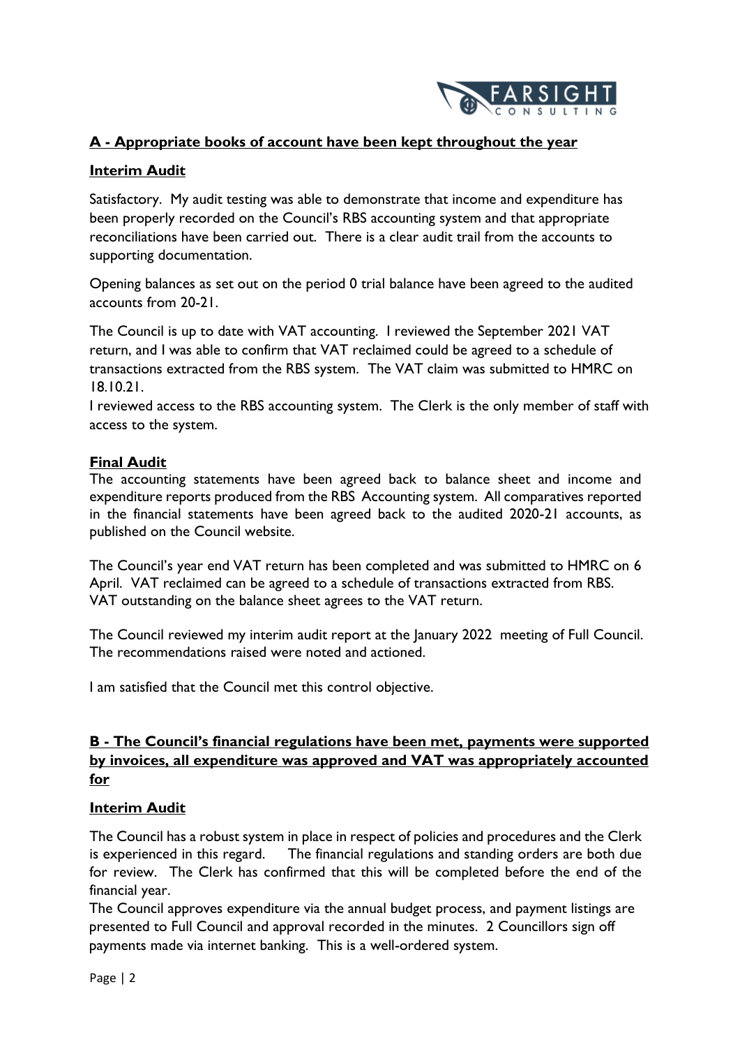## A - Appropriate books of account have been kept throughout the year

### Interim Audit

Satisfactory. My audit testing was able to demonstrate that income and expenditure has been properly recorded on the Council's RBS accounting system and that appropriate reconciliations have been carried out. There is a clear audit trail from the accounts to supporting documentation.

Opening balances as set out on the period 0 trial balance have been agreed to the audited accounts from 20-21.

The Council is up to date with VAT accounting. I reviewed the September 2021 VAT return, and I was able to confirm that VAT reclaimed could be agreed to a schedule of transactions extracted from the RBS system. The VAT claim was submitted to HMRC on 18.10.21.

I reviewed access to the RBS accounting system. The Clerk is the only member of staff with access to the system.

### Final Audit

The accounting statements have been agreed back to balance sheet and income and expenditure reports produced from the RBS Accounting system. All comparatives reported in the financial statements have been agreed back to the audited 2020-21 accounts, as published on the Council website.

The Council's year end VAT return has been completed and was submitted to HMRC on 6 April. VAT reclaimed can be agreed to a schedule of transactions extracted from RBS. VAT outstanding on the balance sheet agrees to the VAT return.

The Council reviewed my interim audit report at the January 2022 meeting of Full Council. The recommendations raised were noted and actioned.

I am satisfied that the Council met this control objective.

## B - The Council's financial regulations have been met, payments were supported by invoices, all expenditure was approved and VAT was appropriately accounted for

### Interim Audit

The Council has a robust system in place in respect of policies and procedures and the Clerk is experienced in this regard. The financial regulations and standing orders are both due for review. The Clerk has confirmed that this will be completed before the end of the financial year.

The Council approves expenditure via the annual budget process, and payment listings are presented to Full Council and approval recorded in the minutes. 2 Councillors sign off payments made via internet banking. This is a well-ordered system.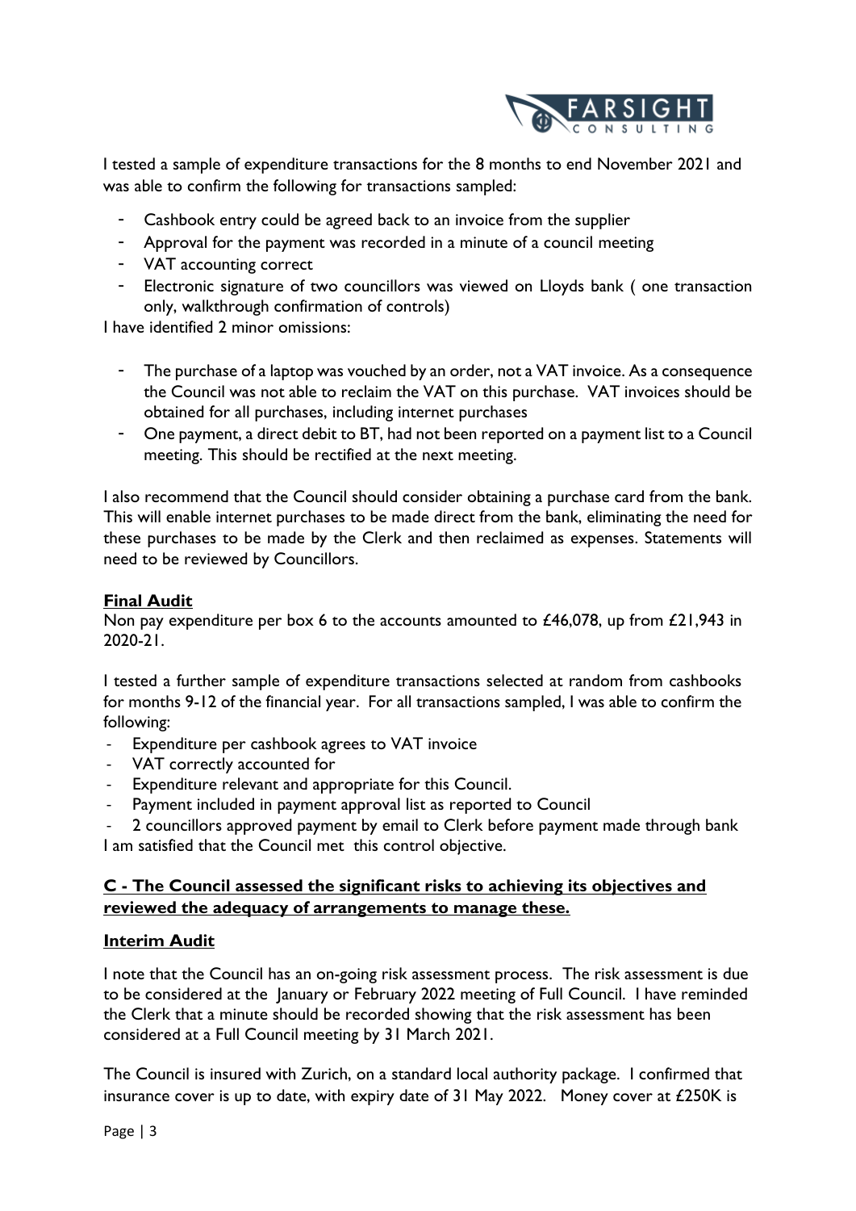I tested a sample of expenditure transactions for the 8 months to end November 2021 and was able to confirm the following for transactions sampled:

- Cashbook entry could be agreed back to an invoice from the supplier
- Approval for the payment was recorded in a minute of a council meeting
- VAT accounting correct
- Electronic signature of two councillors was viewed on Lloyds bank ( one transaction only, walkthrough confirmation of controls)

I have identified 2 minor omissions:

- The purchase of a laptop was vouched by an order, not a VAT invoice. As a consequence the Council was not able to reclaim the VAT on this purchase. VAT invoices should be obtained for all purchases, including internet purchases
- One payment, a direct debit to BT, had not been reported on a payment list to a Council meeting. This should be rectified at the next meeting.

I also recommend that the Council should consider obtaining a purchase card from the bank. This will enable internet purchases to be made direct from the bank, eliminating the need for these purchases to be made by the Clerk and then reclaimed as expenses. Statements will need to be reviewed by Councillors.

**Final Audit**

Non pay expenditure per box 6 to the accounts amounted to £46,078, up from £21,943 in 2020-21.

I tested a further sample of expenditure transactions selected at random from cashbooks for months 9-12 of the financial year. For all transactions sampled, I was able to confirm the following:

- Expenditure per cashbook agrees to VAT invoice
- VAT correctly accounted for
- Expenditure relevant and appropriate for this Council.
- Payment included in payment approval list as reported to Council
- 2 councillors approved payment by email to Clerk before payment made through bank

I am satisfied that the Council met this control objective.

**C - The Council assessed the significant risks to achieving its objectives and reviewed the adequacy of arrangements to manage these.**

**Interim Audit**

I note that the Council has an on-going risk assessment process. The risk assessment is due to be considered at the January or February 2022 meeting of Full Council. I have reminded the Clerk that a minute should be recorded showing that the risk assessment has been considered at a Full Council meeting by 31 March 2021.

The Council is insured with Zurich, on a standard local authority package. I confirmed that insurance cover is up to date, with expiry date of 31 May 2022. Money cover at £250K is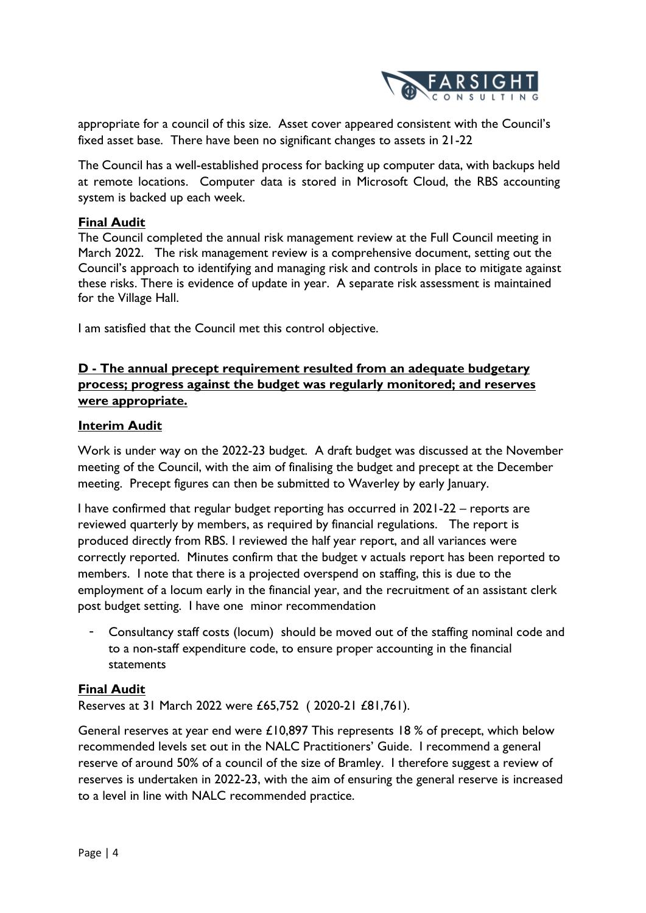appropriate for a council of this size. Asset cover appeared consistent with the Council's fixed asset base. There have been no significant changes to assets in 21-22

The Council has a well-established process for backing up computer data, with backups held at remote locations. Computer data is stored in Microsoft Cloud, the RBS accounting system is backed up each week.

**Final Audit**

The Council completed the annual risk management review at the Full Council meeting in March 2022. The risk management review is a comprehensive document, setting out the Council's approach to identifying and managing risk and controls in place to mitigate against these risks. There is evidence of update in year. A separate risk assessment is maintained for the Village Hall.

I am satisfied that the Council met this control objective.

## D - The annual precept requirement resulted from an adequate budgetary process; progress against the budget was regularly monitored; and reserves were appropriate.

**Interim Audit**

Work is under way on the 2022-23 budget. A draft budget was discussed at the November meeting of the Council, with the aim of finalising the budget and precept at the December meeting. Precept figures can then be submitted to Waverley by early January.

I have confirmed that regular budget reporting has occurred in 2021-22 – reports are reviewed quarterly by members, as required by financial regulations. The report is produced directly from RBS. I reviewed the half year report, and all variances were correctly reported. Minutes confirm that the budget v actuals report has been reported to members. I note that there is a projected overspend on staffing, this is due to the employment of a locum early in the financial year, and the recruitment of an assistant clerk post budget setting. I have one minor recommendation

- Consultancy staff costs (locum) should be moved out of the staffing nominal code and to a non-staff expenditure code, to ensure proper accounting in the financial statements

**Final Audit**

Reserves at 31 March 2022 were £65,752 ( 2020-21 £81,761).

General reserves at year end were £10,897 This represents 18 % of precept, which below recommended levels set out in the NALC Practitioners' Guide. I recommend a general reserve of around 50% of a council of the size of Bramley. I therefore suggest a review of reserves is undertaken in 2022-23, with the aim of ensuring the general reserve is increased to a level in line with NALC recommended practice.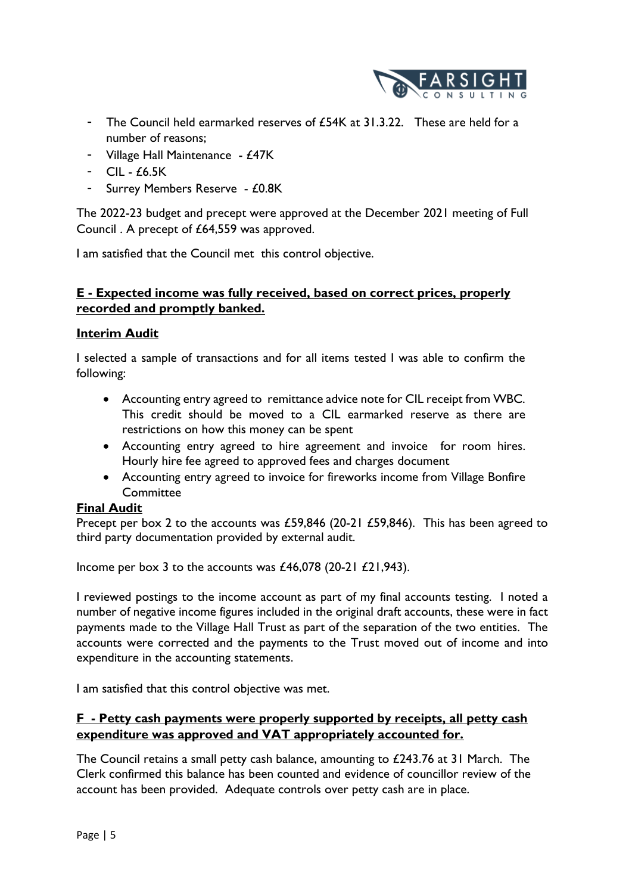- The Council held earmarked reserves of £54K at 31.3.22. These are held for a number of reasons;
- Village Hall Maintenance - £47K
- CIL - £6.5K
- Surrey Members Reserve - £0.8K

The 2022-23 budget and precept were approved at the December 2021 meeting of Full Council . A precept of £64,559 was approved.

I am satisfied that the Council met this control objective.

## E - Expected income was fully received, based on correct prices, properly recorded and promptly banked.

### Interim Audit

I selected a sample of transactions and for all items tested I was able to confirm the following:

- Accounting entry agreed to remittance advice note for CIL receipt from WBC. This credit should be moved to a CIL earmarked reserve as there are restrictions on how this money can be spent
- Accounting entry agreed to hire agreement and invoice for room hires. Hourly hire fee agreed to approved fees and charges document
- Accounting entry agreed to invoice for fireworks income from Village Bonfire Committee

### Final Audit

Precept per box 2 to the accounts was £59,846 (20-21 £59,846). This has been agreed to third party documentation provided by external audit.

Income per box 3 to the accounts was £46,078 (20-21 £21,943).

I reviewed postings to the income account as part of my final accounts testing. I noted a number of negative income figures included in the original draft accounts, these were in fact payments made to the Village Hall Trust as part of the separation of the two entities. The accounts were corrected and the payments to the Trust moved out of income and into expenditure in the accounting statements.

I am satisfied that this control objective was met.

## F - Petty cash payments were properly supported by receipts, all petty cash expenditure was approved and VAT appropriately accounted for.

The Council retains a small petty cash balance, amounting to £243.76 at 31 March. The Clerk confirmed this balance has been counted and evidence of councillor review of the account has been provided. Adequate controls over petty cash are in place.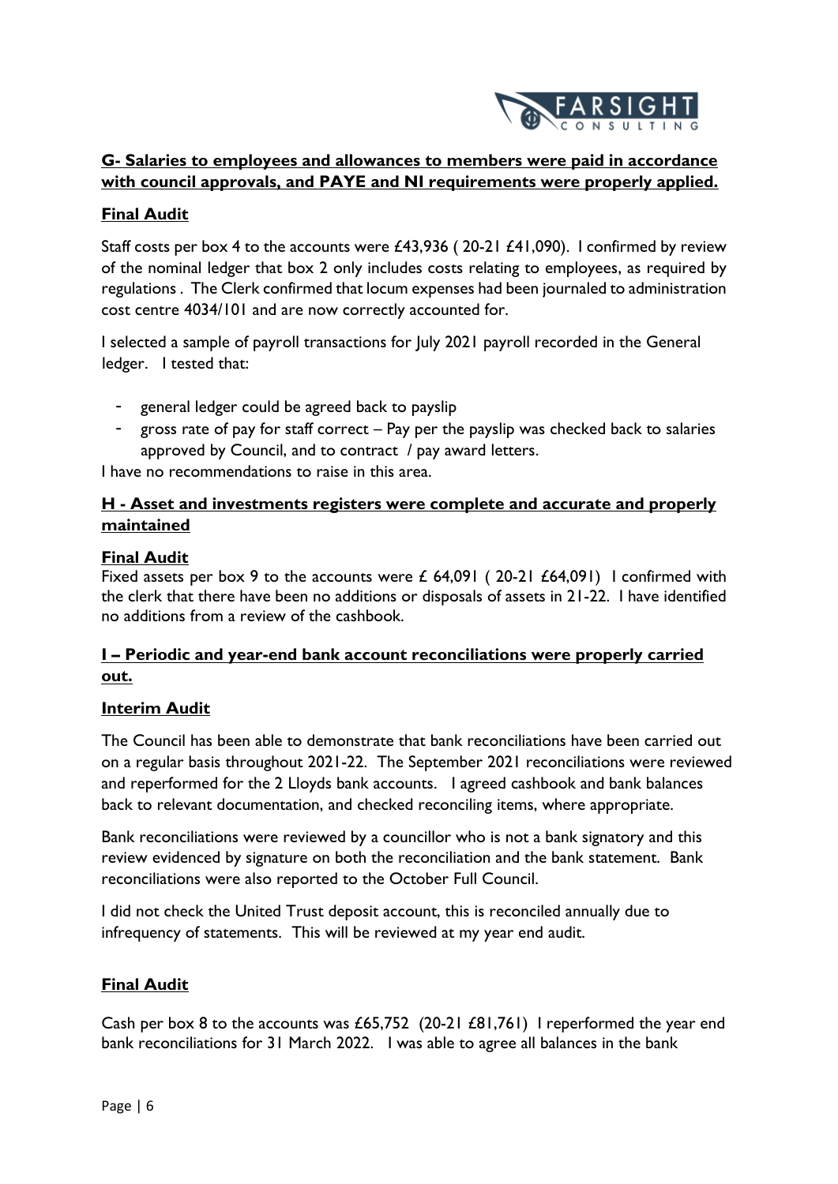## G- Salaries to employees and allowances to members were paid in accordance with council approvals, and PAYE and NI requirements were properly applied.

### Final Audit

Staff costs per box 4 to the accounts were £43,936 ( 20-21 £41,090). I confirmed by review of the nominal ledger that box 2 only includes costs relating to employees, as required by regulations . The Clerk confirmed that locum expenses had been journaled to administration cost centre 4034/101 and are now correctly accounted for.

I selected a sample of payroll transactions for July 2021 payroll recorded in the General ledger. I tested that:

- general ledger could be agreed back to payslip
- gross rate of pay for staff correct – Pay per the payslip was checked back to salaries approved by Council, and to contract / pay award letters.

I have no recommendations to raise in this area.

## H - Asset and investments registers were complete and accurate and properly maintained

### Final Audit

Fixed assets per box 9 to the accounts were £ 64,091 ( 20-21 £64,091) I confirmed with the clerk that there have been no additions or disposals of assets in 21-22. I have identified no additions from a review of the cashbook.

## I – Periodic and year-end bank account reconciliations were properly carried out.

### Interim Audit

The Council has been able to demonstrate that bank reconciliations have been carried out on a regular basis throughout 2021-22. The September 2021 reconciliations were reviewed and reperformed for the 2 Lloyds bank accounts. I agreed cashbook and bank balances back to relevant documentation, and checked reconciling items, where appropriate.

Bank reconciliations were reviewed by a councillor who is not a bank signatory and this review evidenced by signature on both the reconciliation and the bank statement. Bank reconciliations were also reported to the October Full Council.

I did not check the United Trust deposit account, this is reconciled annually due to infrequency of statements. This will be reviewed at my year end audit.

### Final Audit

Cash per box 8 to the accounts was £65,752 (20-21 £81,761) I reperformed the year end bank reconciliations for 31 March 2022. I was able to agree all balances in the bank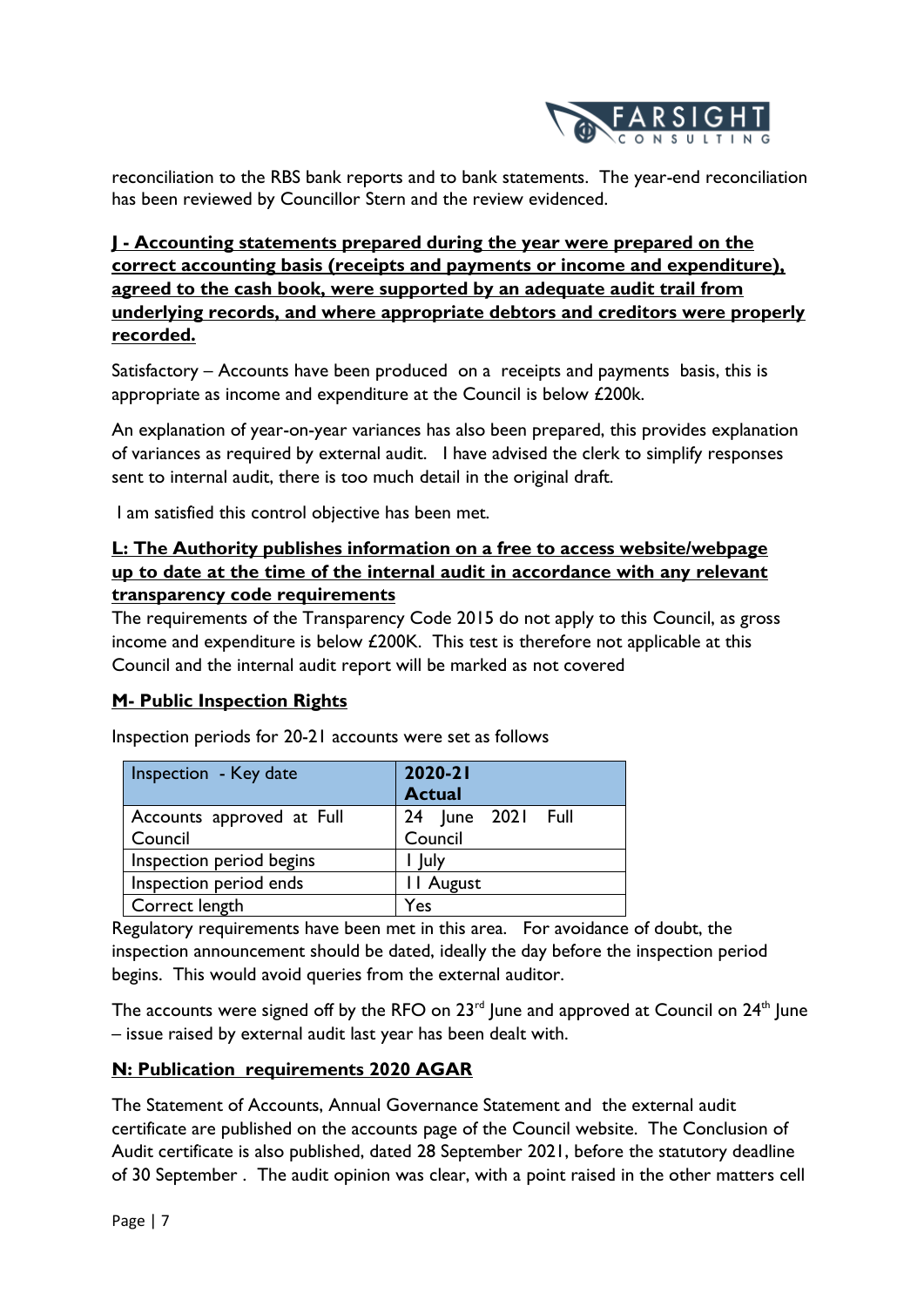reconciliation to the RBS bank reports and to bank statements. The year-end reconciliation has been reviewed by Councillor Stern and the review evidenced.

**J - Accounting statements prepared during the year were prepared on the correct accounting basis (receipts and payments or income and expenditure), agreed to the cash book, were supported by an adequate audit trail from underlying records, and where appropriate debtors and creditors were properly recorded.**

Satisfactory – Accounts have been produced on a receipts and payments basis, this is appropriate as income and expenditure at the Council is below £200k.

An explanation of year-on-year variances has also been prepared, this provides explanation of variances as required by external audit. I have advised the clerk to simplify responses sent to internal audit, there is too much detail in the original draft.

I am satisfied this control objective has been met.

**L: The Authority publishes information on a free to access website/webpage up to date at the time of the internal audit in accordance with any relevant transparency code requirements**

The requirements of the Transparency Code 2015 do not apply to this Council, as gross income and expenditure is below £200K. This test is therefore not applicable at this Council and the internal audit report will be marked as not covered

**M- Public Inspection Rights**

Inspection periods for 20-21 accounts were set as follows

| Inspection - Key date | **2020-21 Actual** |
|---|---|
| Accounts approved at Full Council | 24 June 2021 Full Council |
| Inspection period begins | 1 July |
| Inspection period ends | 11 August |
| Correct length | Yes |

Regulatory requirements have been met in this area. For avoidance of doubt, the inspection announcement should be dated, ideally the day before the inspection period begins. This would avoid queries from the external auditor.

The accounts were signed off by the RFO on 23rd June and approved at Council on 24th June – issue raised by external audit last year has been dealt with.

**N: Publication requirements 2020 AGAR**

The Statement of Accounts, Annual Governance Statement and the external audit certificate are published on the accounts page of the Council website. The Conclusion of Audit certificate is also published, dated 28 September 2021, before the statutory deadline of 30 September . The audit opinion was clear, with a point raised in the other matters cell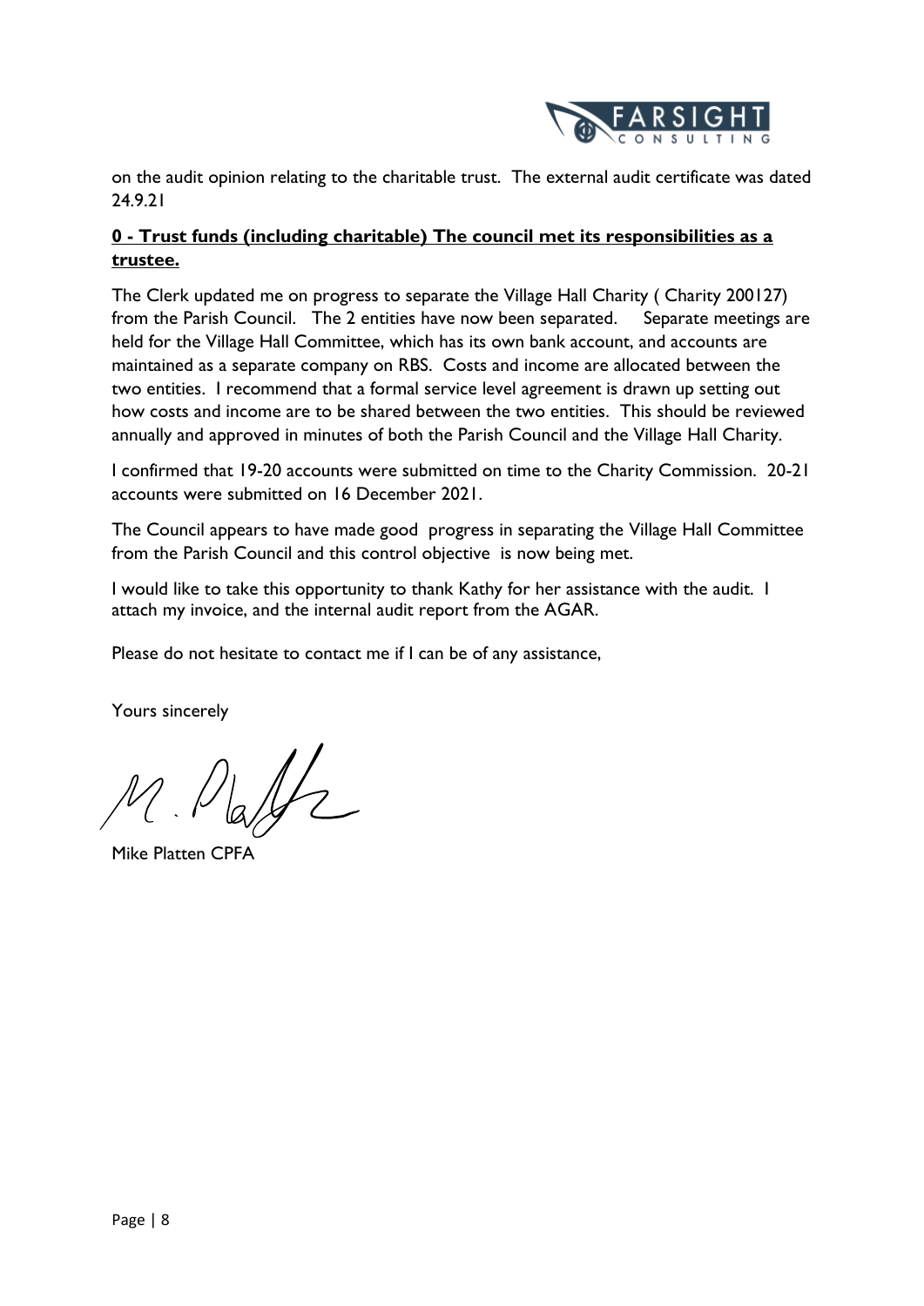on the audit opinion relating to the charitable trust. The external audit certificate was dated 24.9.21

**0 - Trust funds (including charitable) The council met its responsibilities as a trustee.**

The Clerk updated me on progress to separate the Village Hall Charity ( Charity 200127) from the Parish Council. The 2 entities have now been separated. Separate meetings are held for the Village Hall Committee, which has its own bank account, and accounts are maintained as a separate company on RBS. Costs and income are allocated between the two entities. I recommend that a formal service level agreement is drawn up setting out how costs and income are to be shared between the two entities. This should be reviewed annually and approved in minutes of both the Parish Council and the Village Hall Charity.

I confirmed that 19-20 accounts were submitted on time to the Charity Commission. 20-21 accounts were submitted on 16 December 2021.

The Council appears to have made good progress in separating the Village Hall Committee from the Parish Council and this control objective is now being met.

I would like to take this opportunity to thank Kathy for her assistance with the audit. I attach my invoice, and the internal audit report from the AGAR.

Please do not hesitate to contact me if I can be of any assistance,

Yours sincerely

Mike Platten CPFA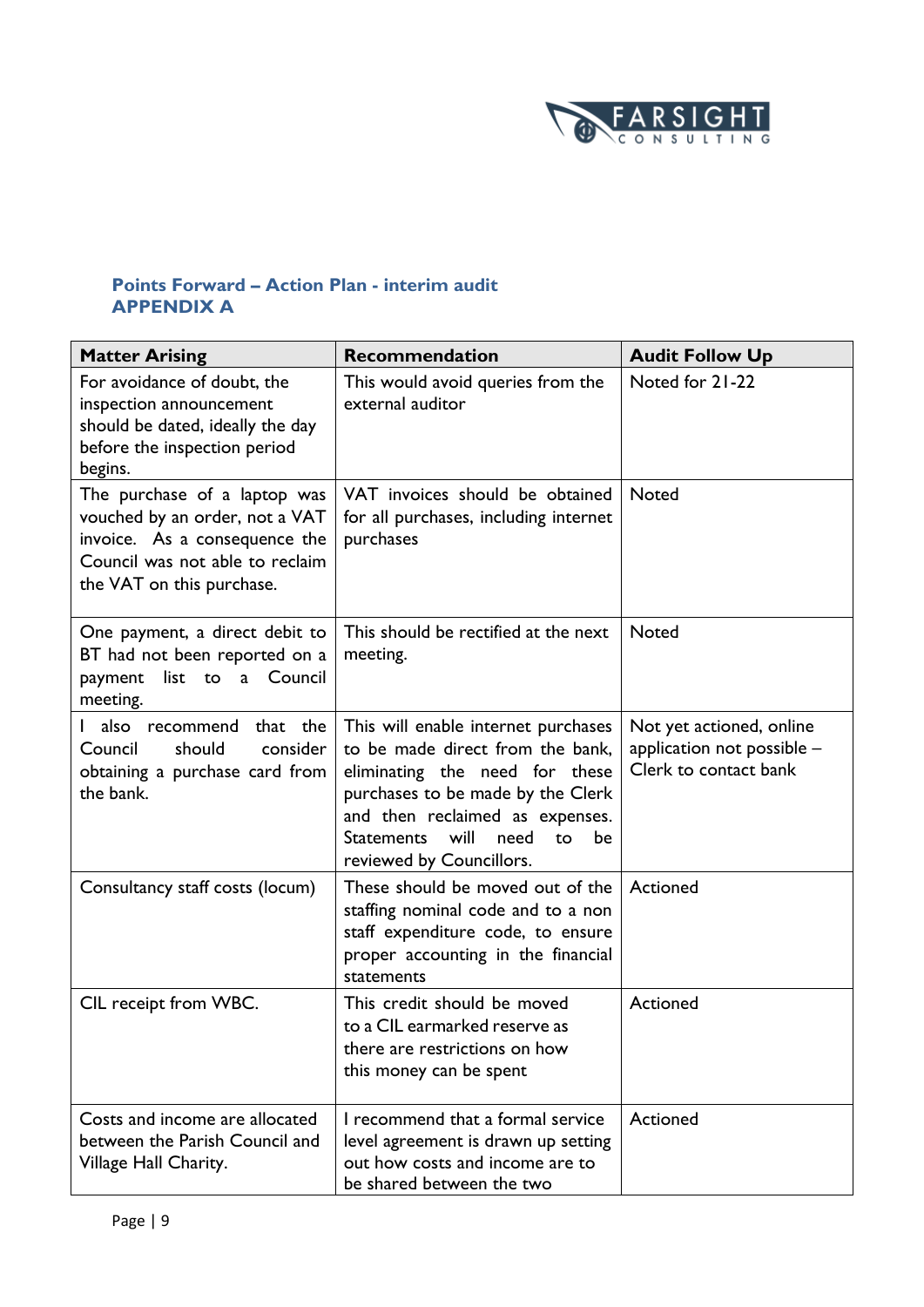## Points Forward – Action Plan - interim audit
## APPENDIX A

| Matter Arising | Recommendation | Audit Follow Up |
|---|---|---|
| For avoidance of doubt, the inspection announcement should be dated, ideally the day before the inspection period begins. | This would avoid queries from the external auditor | Noted for 21-22 |
| The purchase of a laptop was vouched by an order, not a VAT invoice. As a consequence the Council was not able to reclaim the VAT on this purchase. | VAT invoices should be obtained for all purchases, including internet purchases | Noted |
| One payment, a direct debit to BT had not been reported on a payment list to a Council meeting. | This should be rectified at the next meeting. | Noted |
| I also recommend that the Council should consider obtaining a purchase card from the bank. | This will enable internet purchases to be made direct from the bank, eliminating the need for these purchases to be made by the Clerk and then reclaimed as expenses. Statements will need to be reviewed by Councillors. | Not yet actioned, online application not possible – Clerk to contact bank |
| Consultancy staff costs (locum) | These should be moved out of the staffing nominal code and to a non staff expenditure code, to ensure proper accounting in the financial statements | Actioned |
| CIL receipt from WBC. | This credit should be moved to a CIL earmarked reserve as there are restrictions on how this money can be spent | Actioned |
| Costs and income are allocated between the Parish Council and Village Hall Charity. | I recommend that a formal service level agreement is drawn up setting out how costs and income are to be shared between the two | Actioned |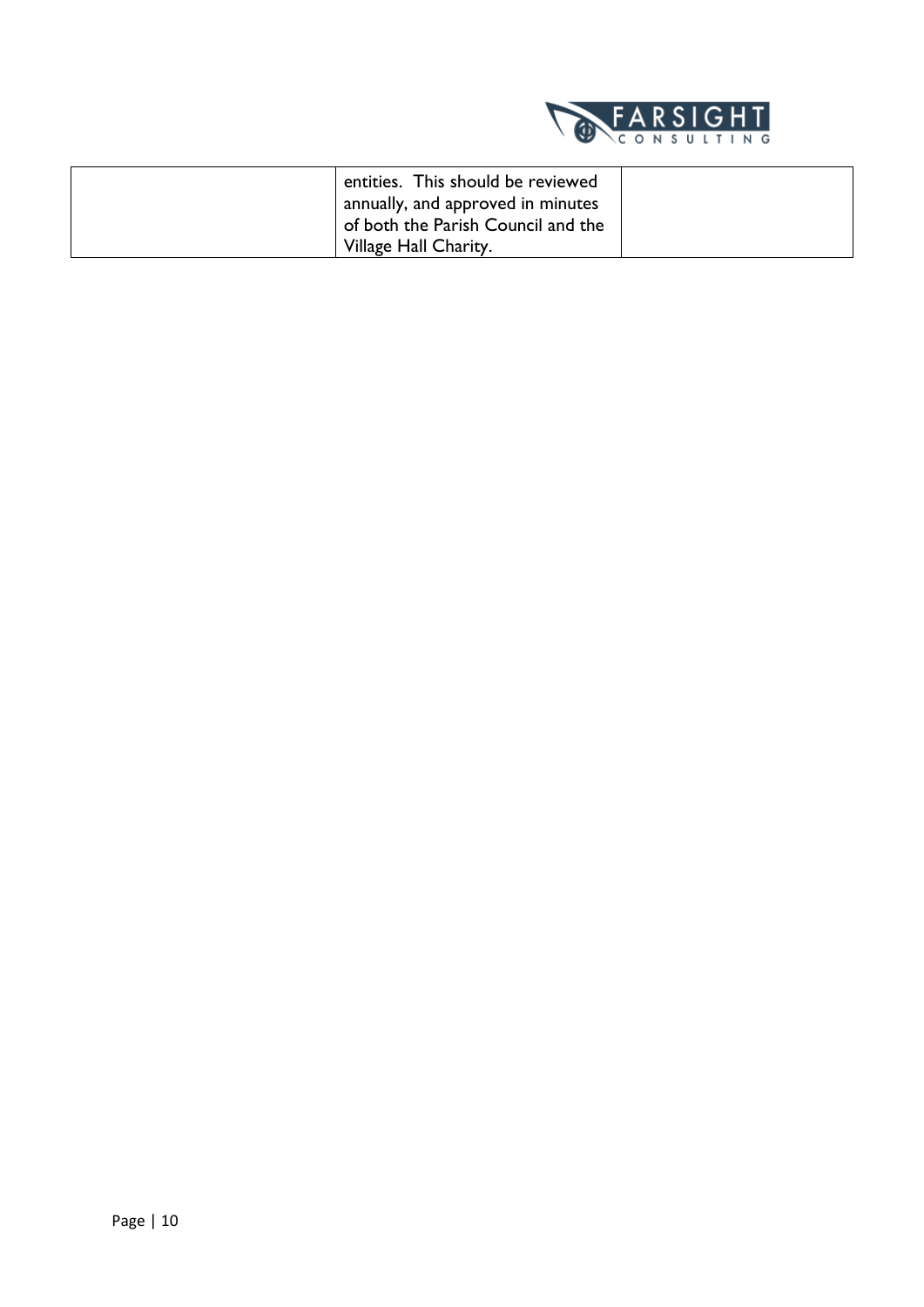| | | |
|---|---|---|
| | entities. This should be reviewed annually, and approved in minutes of both the Parish Council and the Village Hall Charity. | |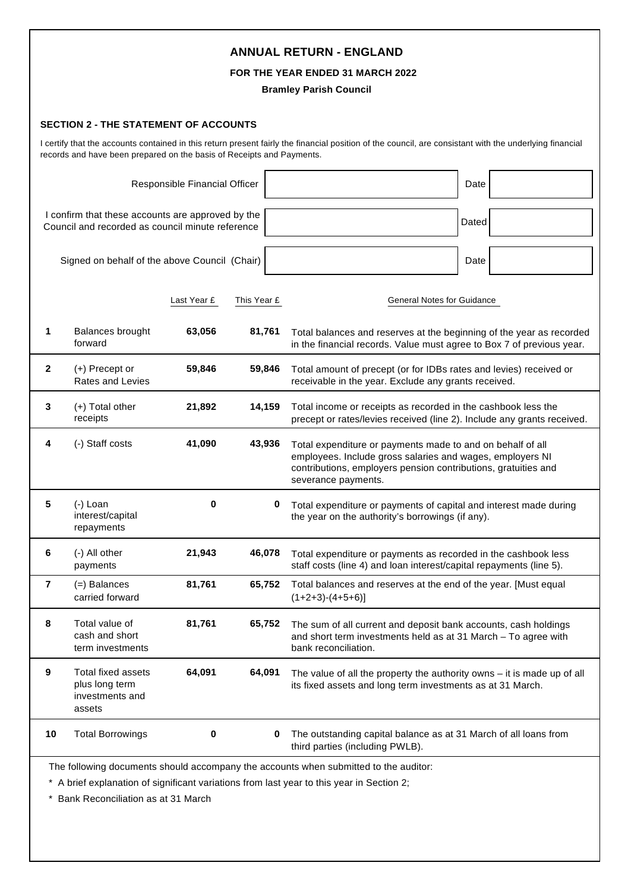# ANNUAL RETURN - ENGLAND

**FOR THE YEAR ENDED 31 MARCH 2022**

**Bramley Parish Council**

## SECTION 2 - THE STATEMENT OF ACCOUNTS

I certify that the accounts contained in this return present fairly the financial position of the council, are consistant with the underlying financial records and have been prepared on the basis of Receipts and Payments.

| | | | |
|---|---|---|---|
| Responsible Financial Officer | | Date | |
| I confirm that these accounts are approved by the Council and recorded as council minute reference | | Dated | |
| Signed on behalf of the above Council (Chair) | | Date | |

| | | Last Year £ | This Year £ | General Notes for Guidance |
|---|---|---|---|---|
| 1 | Balances brought forward | **63,056** | **81,761** | Total balances and reserves at the beginning of the year as recorded in the financial records. Value must agree to Box 7 of previous year. |
| 2 | (+) Precept or Rates and Levies | **59,846** | **59,846** | Total amount of precept (or for IDBs rates and levies) received or receivable in the year. Exclude any grants received. |
| 3 | (+) Total other receipts | **21,892** | **14,159** | Total income or receipts as recorded in the cashbook less the precept or rates/levies received (line 2). Include any grants received. |
| 4 | (-) Staff costs | **41,090** | **43,936** | Total expenditure or payments made to and on behalf of all employees. Include gross salaries and wages, employers NI contributions, employers pension contributions, gratuities and severance payments. |
| 5 | (-) Loan interest/capital repayments | **0** | **0** | Total expenditure or payments of capital and interest made during the year on the authority's borrowings (if any). |
| 6 | (-) All other payments | **21,943** | **46,078** | Total expenditure or payments as recorded in the cashbook less staff costs (line 4) and loan interest/capital repayments (line 5). |
| 7 | (=) Balances carried forward | **81,761** | **65,752** | Total balances and reserves at the end of the year. [Must equal (1+2+3)-(4+5+6)] |
| 8 | Total value of cash and short term investments | **81,761** | **65,752** | The sum of all current and deposit bank accounts, cash holdings and short term investments held as at 31 March – To agree with bank reconciliation. |
| 9 | Total fixed assets plus long term investments and assets | **64,091** | **64,091** | The value of all the property the authority owns – it is made up of all its fixed assets and long term investments as at 31 March. |
| 10 | Total Borrowings | **0** | **0** | The outstanding capital balance as at 31 March of all loans from third parties (including PWLB). |

The following documents should accompany the accounts when submitted to the auditor:

* A brief explanation of significant variations from last year to this year in Section 2;
* Bank Reconciliation as at 31 March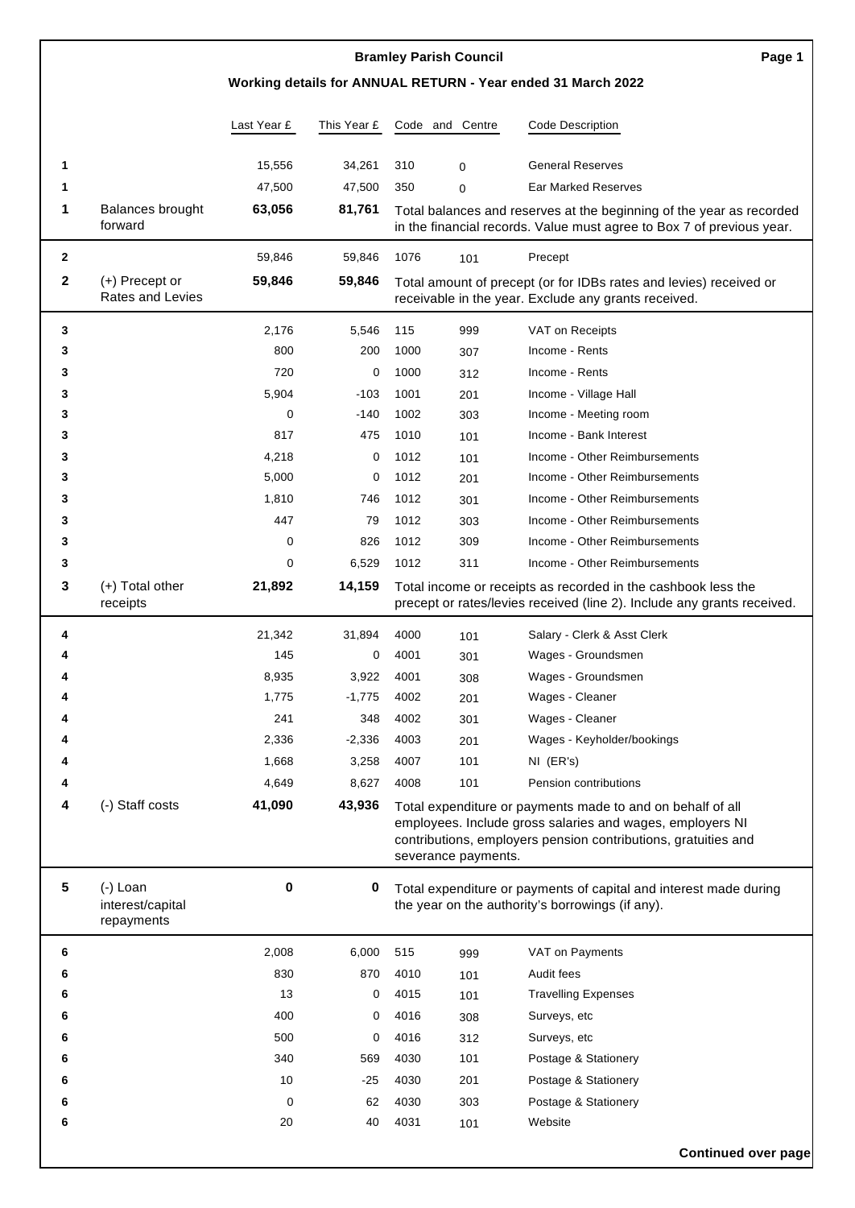# Bramley Parish Council

## Working details for ANNUAL RETURN - Year ended 31 March 2022

| | | Last Year £ | This Year £ | Code | Centre | Code Description |
|---|---|---|---|---|---|---|
| 1 | | 15,556 | 34,261 | 310 | 0 | General Reserves |
| 1 | | 47,500 | 47,500 | 350 | 0 | Ear Marked Reserves |
| 1 | Balances brought forward | **63,056** | **81,761** | Total balances and reserves at the beginning of the year as recorded in the financial records. Value must agree to Box 7 of previous year. | | |
| 2 | | 59,846 | 59,846 | 1076 | 101 | Precept |
| 2 | (+) Precept or Rates and Levies | **59,846** | **59,846** | Total amount of precept (or for IDBs rates and levies) received or receivable in the year. Exclude any grants received. | | |
| 3 | | 2,176 | 5,546 | 115 | 999 | VAT on Receipts |
| 3 | | 800 | 200 | 1000 | 307 | Income - Rents |
| 3 | | 720 | 0 | 1000 | 312 | Income - Rents |
| 3 | | 5,904 | -103 | 1001 | 201 | Income - Village Hall |
| 3 | | 0 | -140 | 1002 | 303 | Income - Meeting room |
| 3 | | 817 | 475 | 1010 | 101 | Income - Bank Interest |
| 3 | | 4,218 | 0 | 1012 | 101 | Income - Other Reimbursements |
| 3 | | 5,000 | 0 | 1012 | 201 | Income - Other Reimbursements |
| 3 | | 1,810 | 746 | 1012 | 301 | Income - Other Reimbursements |
| 3 | | 447 | 79 | 1012 | 303 | Income - Other Reimbursements |
| 3 | | 0 | 826 | 1012 | 309 | Income - Other Reimbursements |
| 3 | | 0 | 6,529 | 1012 | 311 | Income - Other Reimbursements |
| 3 | (+) Total other receipts | **21,892** | **14,159** | Total income or receipts as recorded in the cashbook less the precept or rates/levies received (line 2). Include any grants received. | | |
| 4 | | 21,342 | 31,894 | 4000 | 101 | Salary - Clerk & Asst Clerk |
| 4 | | 145 | 0 | 4001 | 301 | Wages - Groundsmen |
| 4 | | 8,935 | 3,922 | 4001 | 308 | Wages - Groundsmen |
| 4 | | 1,775 | -1,775 | 4002 | 201 | Wages - Cleaner |
| 4 | | 241 | 348 | 4002 | 301 | Wages - Cleaner |
| 4 | | 2,336 | -2,336 | 4003 | 201 | Wages - Keyholder/bookings |
| 4 | | 1,668 | 3,258 | 4007 | 101 | NI (ER's) |
| 4 | | 4,649 | 8,627 | 4008 | 101 | Pension contributions |
| 4 | (-) Staff costs | **41,090** | **43,936** | Total expenditure or payments made to and on behalf of all employees. Include gross salaries and wages, employers NI contributions, employers pension contributions, gratuities and severance payments. | | |
| 5 | (-) Loan interest/capital repayments | **0** | **0** | Total expenditure or payments of capital and interest made during the year on the authority's borrowings (if any). | | |
| 6 | | 2,008 | 6,000 | 515 | 999 | VAT on Payments |
| 6 | | 830 | 870 | 4010 | 101 | Audit fees |
| 6 | | 13 | 0 | 4015 | 101 | Travelling Expenses |
| 6 | | 400 | 0 | 4016 | 308 | Surveys, etc |
| 6 | | 500 | 0 | 4016 | 312 | Surveys, etc |
| 6 | | 340 | 569 | 4030 | 101 | Postage & Stationery |
| 6 | | 10 | -25 | 4030 | 201 | Postage & Stationery |
| 6 | | 0 | 62 | 4030 | 303 | Postage & Stationery |
| 6 | | 20 | 40 | 4031 | 101 | Website |

**Continued over page**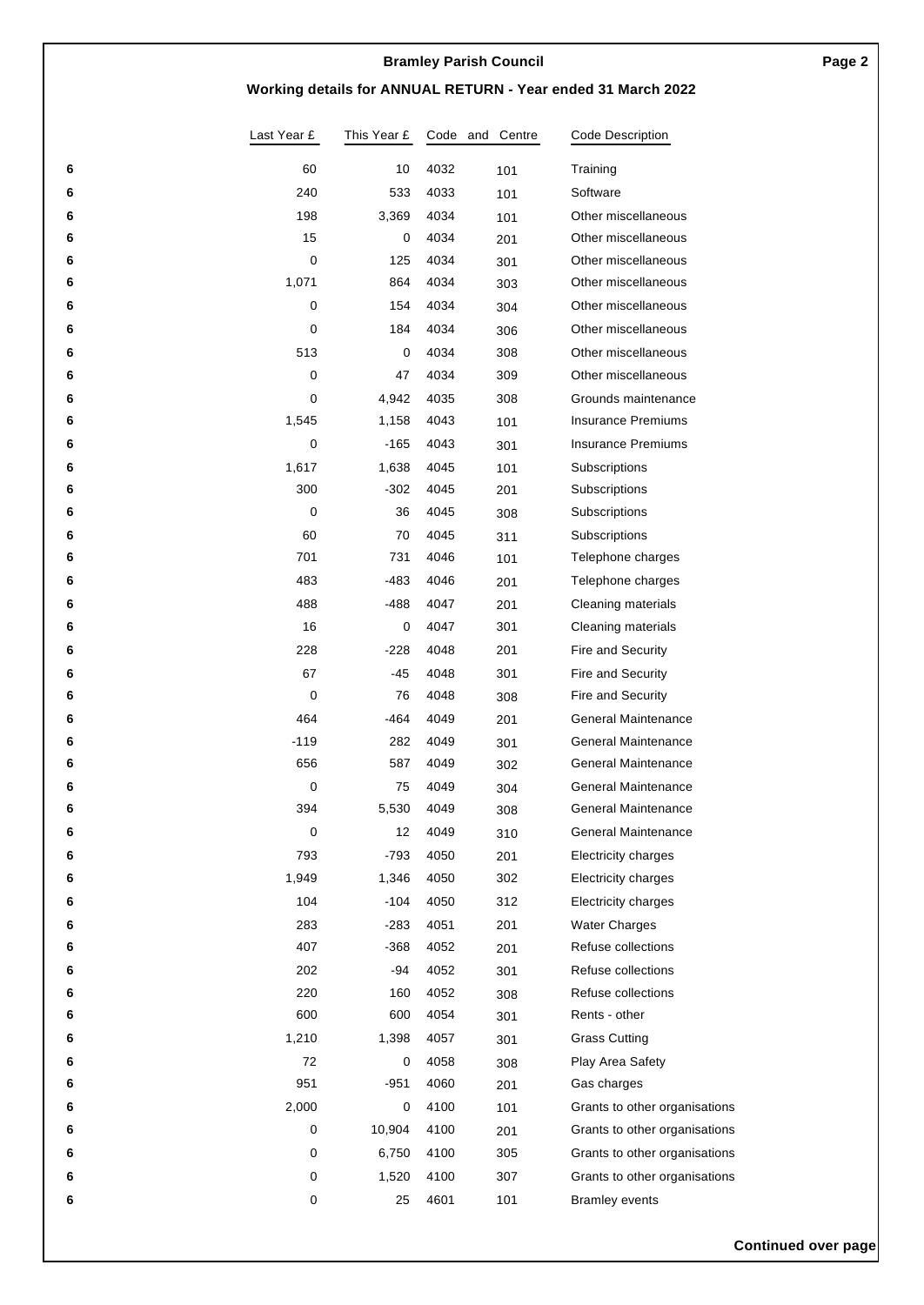**Bramley Parish Council**

**Working details for ANNUAL RETURN - Year ended 31 March 2022**

| | Last Year £ | This Year £ | Code | Centre | Code Description |
|---|---|---|---|---|---|
| 6 | 60 | 10 | 4032 | 101 | Training |
| 6 | 240 | 533 | 4033 | 101 | Software |
| 6 | 198 | 3,369 | 4034 | 101 | Other miscellaneous |
| 6 | 15 | 0 | 4034 | 201 | Other miscellaneous |
| 6 | 0 | 125 | 4034 | 301 | Other miscellaneous |
| 6 | 1,071 | 864 | 4034 | 303 | Other miscellaneous |
| 6 | 0 | 154 | 4034 | 304 | Other miscellaneous |
| 6 | 0 | 184 | 4034 | 306 | Other miscellaneous |
| 6 | 513 | 0 | 4034 | 308 | Other miscellaneous |
| 6 | 0 | 47 | 4034 | 309 | Other miscellaneous |
| 6 | 0 | 4,942 | 4035 | 308 | Grounds maintenance |
| 6 | 1,545 | 1,158 | 4043 | 101 | Insurance Premiums |
| 6 | 0 | -165 | 4043 | 301 | Insurance Premiums |
| 6 | 1,617 | 1,638 | 4045 | 101 | Subscriptions |
| 6 | 300 | -302 | 4045 | 201 | Subscriptions |
| 6 | 0 | 36 | 4045 | 308 | Subscriptions |
| 6 | 60 | 70 | 4045 | 311 | Subscriptions |
| 6 | 701 | 731 | 4046 | 101 | Telephone charges |
| 6 | 483 | -483 | 4046 | 201 | Telephone charges |
| 6 | 488 | -488 | 4047 | 201 | Cleaning materials |
| 6 | 16 | 0 | 4047 | 301 | Cleaning materials |
| 6 | 228 | -228 | 4048 | 201 | Fire and Security |
| 6 | 67 | -45 | 4048 | 301 | Fire and Security |
| 6 | 0 | 76 | 4048 | 308 | Fire and Security |
| 6 | 464 | -464 | 4049 | 201 | General Maintenance |
| 6 | -119 | 282 | 4049 | 301 | General Maintenance |
| 6 | 656 | 587 | 4049 | 302 | General Maintenance |
| 6 | 0 | 75 | 4049 | 304 | General Maintenance |
| 6 | 394 | 5,530 | 4049 | 308 | General Maintenance |
| 6 | 0 | 12 | 4049 | 310 | General Maintenance |
| 6 | 793 | -793 | 4050 | 201 | Electricity charges |
| 6 | 1,949 | 1,346 | 4050 | 302 | Electricity charges |
| 6 | 104 | -104 | 4050 | 312 | Electricity charges |
| 6 | 283 | -283 | 4051 | 201 | Water Charges |
| 6 | 407 | -368 | 4052 | 201 | Refuse collections |
| 6 | 202 | -94 | 4052 | 301 | Refuse collections |
| 6 | 220 | 160 | 4052 | 308 | Refuse collections |
| 6 | 600 | 600 | 4054 | 301 | Rents - other |
| 6 | 1,210 | 1,398 | 4057 | 301 | Grass Cutting |
| 6 | 72 | 0 | 4058 | 308 | Play Area Safety |
| 6 | 951 | -951 | 4060 | 201 | Gas charges |
| 6 | 2,000 | 0 | 4100 | 101 | Grants to other organisations |
| 6 | 0 | 10,904 | 4100 | 201 | Grants to other organisations |
| 6 | 0 | 6,750 | 4100 | 305 | Grants to other organisations |
| 6 | 0 | 1,520 | 4100 | 307 | Grants to other organisations |
| 6 | 0 | 25 | 4601 | 101 | Bramley events |

**Continued over page**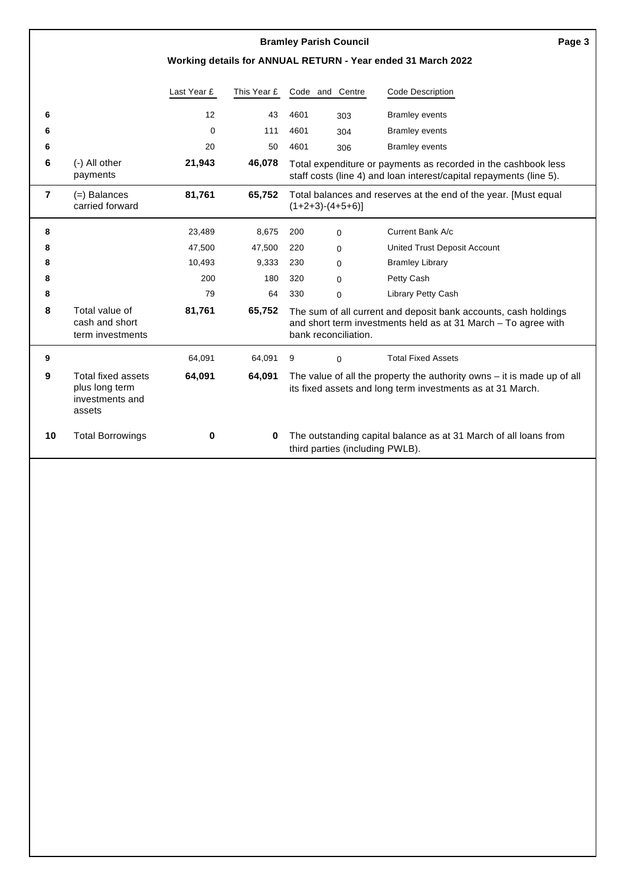**Bramley Parish Council**

**Working details for ANNUAL RETURN - Year ended 31 March 2022**

| | | Last Year £ | This Year £ | Code | and Centre | Code Description |
|---|---|---|---|---|---|---|
| 6 | | 12 | 43 | 4601 | 303 | Bramley events |
| 6 | | 0 | 111 | 4601 | 304 | Bramley events |
| 6 | | 20 | 50 | 4601 | 306 | Bramley events |
| **6** | (-) All other payments | **21,943** | **46,078** | Total expenditure or payments as recorded in the cashbook less staff costs (line 4) and loan interest/capital repayments (line 5). | | |
| **7** | (=) Balances carried forward | **81,761** | **65,752** | Total balances and reserves at the end of the year. [Must equal (1+2+3)-(4+5+6)] | | |
| 8 | | 23,489 | 8,675 | 200 | 0 | Current Bank A/c |
| 8 | | 47,500 | 47,500 | 220 | 0 | United Trust Deposit Account |
| 8 | | 10,493 | 9,333 | 230 | 0 | Bramley Library |
| 8 | | 200 | 180 | 320 | 0 | Petty Cash |
| 8 | | 79 | 64 | 330 | 0 | Library Petty Cash |
| **8** | Total value of cash and short term investments | **81,761** | **65,752** | The sum of all current and deposit bank accounts, cash holdings and short term investments held as at 31 March – To agree with bank reconciliation. | | |
| 9 | | 64,091 | 64,091 | 9 | 0 | Total Fixed Assets |
| **9** | Total fixed assets plus long term investments and assets | **64,091** | **64,091** | The value of all the property the authority owns – it is made up of all its fixed assets and long term investments as at 31 March. | | |
| **10** | Total Borrowings | **0** | **0** | The outstanding capital balance as at 31 March of all loans from third parties (including PWLB). | | |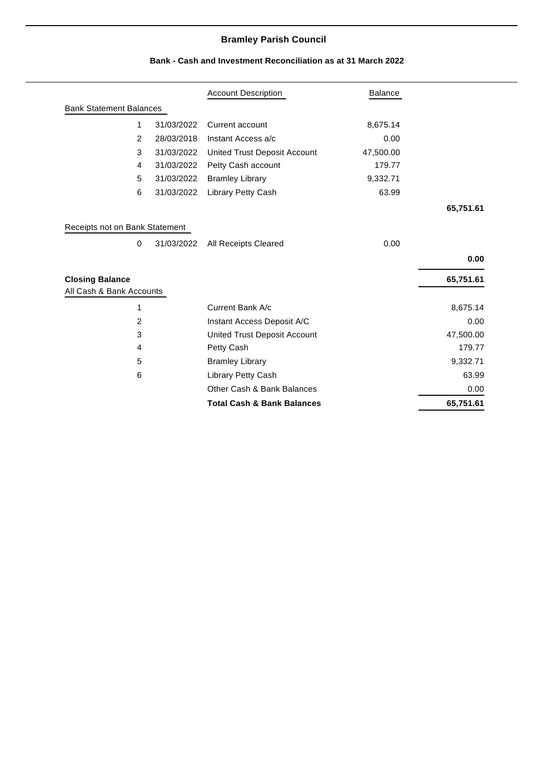# Bramley Parish Council

## Bank - Cash and Investment Reconciliation as at 31 March 2022

| | | Account Description | Balance | |
|---|---|---|---|---|
| **Bank Statement Balances** | | | | |
| 1 | 31/03/2022 | Current account | 8,675.14 | |
| 2 | 28/03/2018 | Instant Access a/c | 0.00 | |
| 3 | 31/03/2022 | United Trust Deposit Account | 47,500.00 | |
| 4 | 31/03/2022 | Petty Cash account | 179.77 | |
| 5 | 31/03/2022 | Bramley Library | 9,332.71 | |
| 6 | 31/03/2022 | Library Petty Cash | 63.99 | |
| | | | | **65,751.61** |
| **Receipts not on Bank Statement** | | | | |
| 0 | 31/03/2022 | All Receipts Cleared | 0.00 | |
| | | | | **0.00** |
| **Closing Balance** | | | | **65,751.61** |
| All Cash & Bank Accounts | | | | |
| 1 | | Current Bank A/c | | 8,675.14 |
| 2 | | Instant Access Deposit A/C | | 0.00 |
| 3 | | United Trust Deposit Account | | 47,500.00 |
| 4 | | Petty Cash | | 179.77 |
| 5 | | Bramley Library | | 9,332.71 |
| 6 | | Library Petty Cash | | 63.99 |
| | | Other Cash & Bank Balances | | 0.00 |
| | | **Total Cash & Bank Balances** | | **65,751.61** |